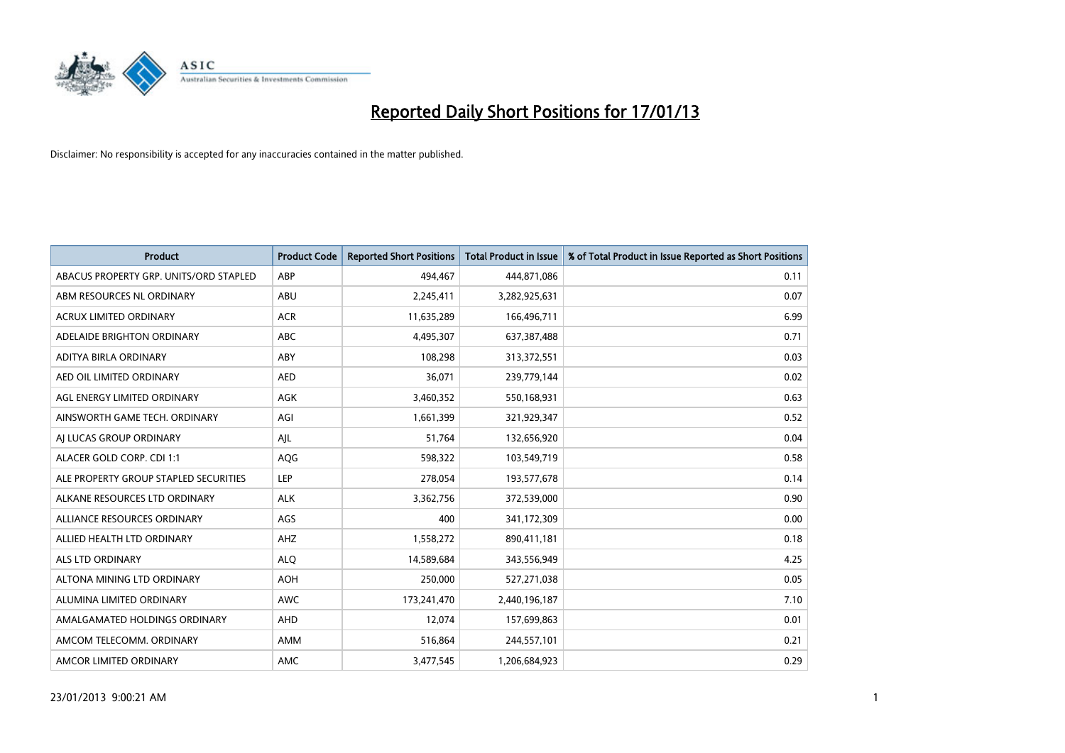# Reported Daily Short Positions for 17/01/13

Disclaimer: No responsibility is accepted for any inaccuracies contained in the matter published.

| Product | Product Code | Reported Short Positions | Total Product in Issue | % of Total Product in Issue Reported as Short Positions |
|---|---|---|---|---|
| ABACUS PROPERTY GRP. UNITS/ORD STAPLED | ABP | 494,467 | 444,871,086 | 0.11 |
| ABM RESOURCES NL ORDINARY | ABU | 2,245,411 | 3,282,925,631 | 0.07 |
| ACRUX LIMITED ORDINARY | ACR | 11,635,289 | 166,496,711 | 6.99 |
| ADELAIDE BRIGHTON ORDINARY | ABC | 4,495,307 | 637,387,488 | 0.71 |
| ADITYA BIRLA ORDINARY | ABY | 108,298 | 313,372,551 | 0.03 |
| AED OIL LIMITED ORDINARY | AED | 36,071 | 239,779,144 | 0.02 |
| AGL ENERGY LIMITED ORDINARY | AGK | 3,460,352 | 550,168,931 | 0.63 |
| AINSWORTH GAME TECH. ORDINARY | AGI | 1,661,399 | 321,929,347 | 0.52 |
| AJ LUCAS GROUP ORDINARY | AJL | 51,764 | 132,656,920 | 0.04 |
| ALACER GOLD CORP. CDI 1:1 | AQG | 598,322 | 103,549,719 | 0.58 |
| ALE PROPERTY GROUP STAPLED SECURITIES | LEP | 278,054 | 193,577,678 | 0.14 |
| ALKANE RESOURCES LTD ORDINARY | ALK | 3,362,756 | 372,539,000 | 0.90 |
| ALLIANCE RESOURCES ORDINARY | AGS | 400 | 341,172,309 | 0.00 |
| ALLIED HEALTH LTD ORDINARY | AHZ | 1,558,272 | 890,411,181 | 0.18 |
| ALS LTD ORDINARY | ALQ | 14,589,684 | 343,556,949 | 4.25 |
| ALTONA MINING LTD ORDINARY | AOH | 250,000 | 527,271,038 | 0.05 |
| ALUMINA LIMITED ORDINARY | AWC | 173,241,470 | 2,440,196,187 | 7.10 |
| AMALGAMATED HOLDINGS ORDINARY | AHD | 12,074 | 157,699,863 | 0.01 |
| AMCOM TELECOMM. ORDINARY | AMM | 516,864 | 244,557,101 | 0.21 |
| AMCOR LIMITED ORDINARY | AMC | 3,477,545 | 1,206,684,923 | 0.29 |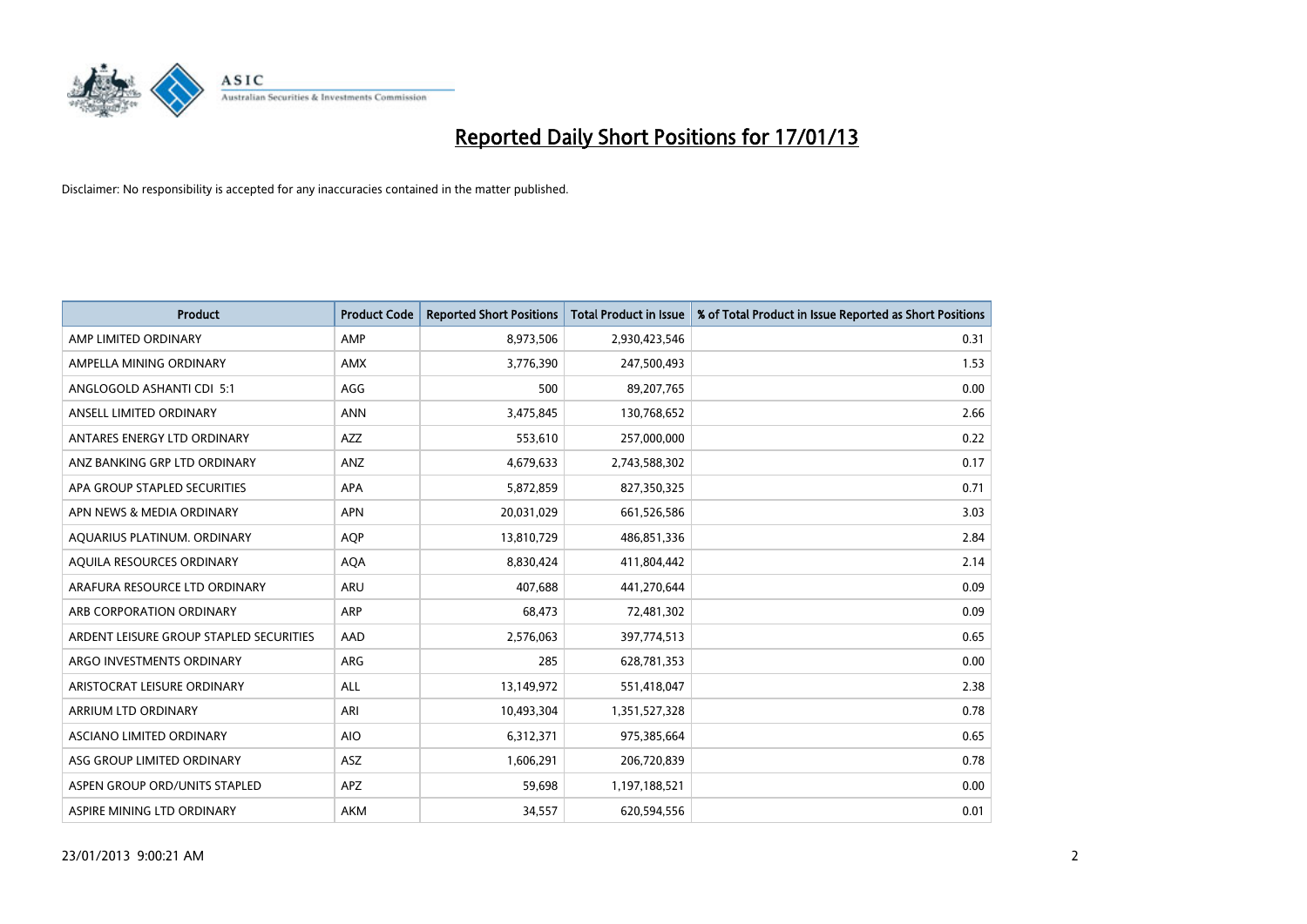# Reported Daily Short Positions for 17/01/13

Disclaimer: No responsibility is accepted for any inaccuracies contained in the matter published.

| Product | Product Code | Reported Short Positions | Total Product in Issue | % of Total Product in Issue Reported as Short Positions |
|---|---|---|---|---|
| AMP LIMITED ORDINARY | AMP | 8,973,506 | 2,930,423,546 | 0.31 |
| AMPELLA MINING ORDINARY | AMX | 3,776,390 | 247,500,493 | 1.53 |
| ANGLOGOLD ASHANTI CDI 5:1 | AGG | 500 | 89,207,765 | 0.00 |
| ANSELL LIMITED ORDINARY | ANN | 3,475,845 | 130,768,652 | 2.66 |
| ANTARES ENERGY LTD ORDINARY | AZZ | 553,610 | 257,000,000 | 0.22 |
| ANZ BANKING GRP LTD ORDINARY | ANZ | 4,679,633 | 2,743,588,302 | 0.17 |
| APA GROUP STAPLED SECURITIES | APA | 5,872,859 | 827,350,325 | 0.71 |
| APN NEWS & MEDIA ORDINARY | APN | 20,031,029 | 661,526,586 | 3.03 |
| AQUARIUS PLATINUM. ORDINARY | AQP | 13,810,729 | 486,851,336 | 2.84 |
| AQUILA RESOURCES ORDINARY | AQA | 8,830,424 | 411,804,442 | 2.14 |
| ARAFURA RESOURCE LTD ORDINARY | ARU | 407,688 | 441,270,644 | 0.09 |
| ARB CORPORATION ORDINARY | ARP | 68,473 | 72,481,302 | 0.09 |
| ARDENT LEISURE GROUP STAPLED SECURITIES | AAD | 2,576,063 | 397,774,513 | 0.65 |
| ARGO INVESTMENTS ORDINARY | ARG | 285 | 628,781,353 | 0.00 |
| ARISTOCRAT LEISURE ORDINARY | ALL | 13,149,972 | 551,418,047 | 2.38 |
| ARRIUM LTD ORDINARY | ARI | 10,493,304 | 1,351,527,328 | 0.78 |
| ASCIANO LIMITED ORDINARY | AIO | 6,312,371 | 975,385,664 | 0.65 |
| ASG GROUP LIMITED ORDINARY | ASZ | 1,606,291 | 206,720,839 | 0.78 |
| ASPEN GROUP ORD/UNITS STAPLED | APZ | 59,698 | 1,197,188,521 | 0.00 |
| ASPIRE MINING LTD ORDINARY | AKM | 34,557 | 620,594,556 | 0.01 |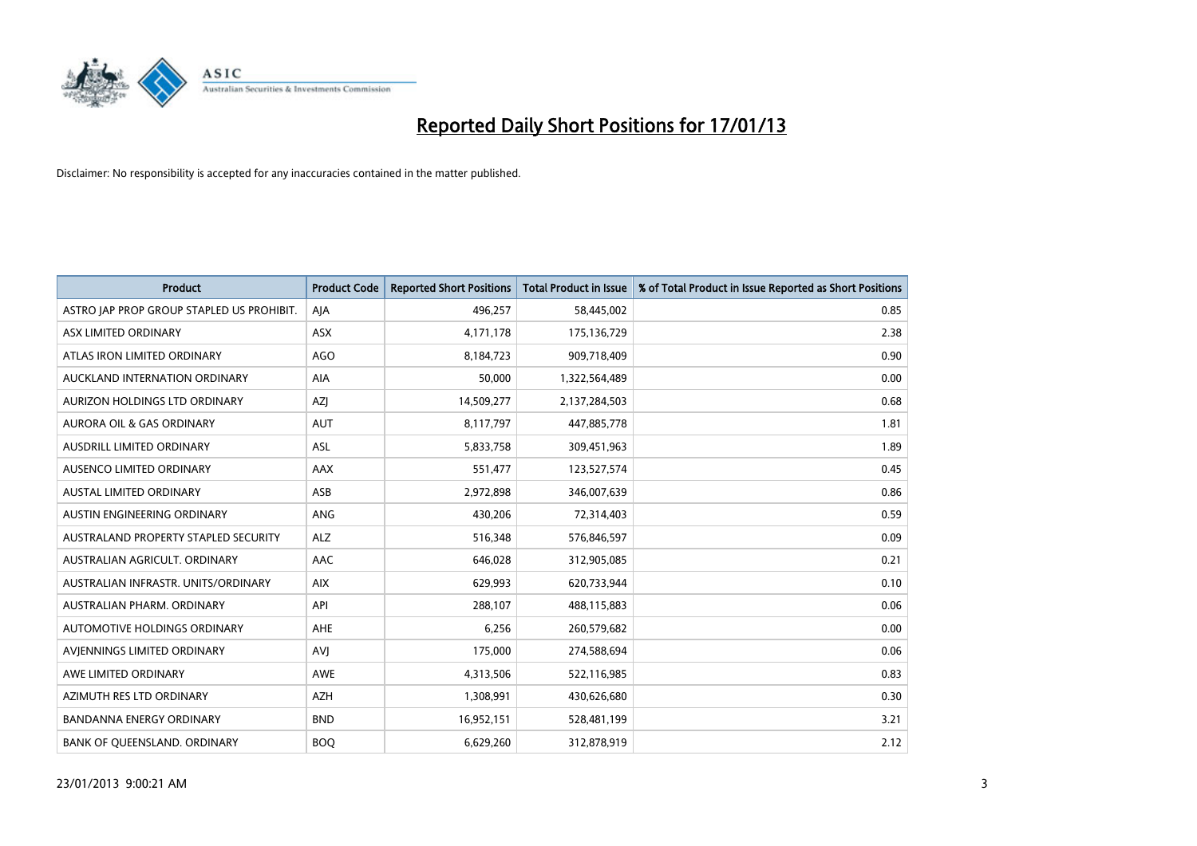# Reported Daily Short Positions for 17/01/13

Disclaimer: No responsibility is accepted for any inaccuracies contained in the matter published.

| Product | Product Code | Reported Short Positions | Total Product in Issue | % of Total Product in Issue Reported as Short Positions |
|---|---|---|---|---|
| ASTRO JAP PROP GROUP STAPLED US PROHIBIT. | AJA | 496,257 | 58,445,002 | 0.85 |
| ASX LIMITED ORDINARY | ASX | 4,171,178 | 175,136,729 | 2.38 |
| ATLAS IRON LIMITED ORDINARY | AGO | 8,184,723 | 909,718,409 | 0.90 |
| AUCKLAND INTERNATION ORDINARY | AIA | 50,000 | 1,322,564,489 | 0.00 |
| AURIZON HOLDINGS LTD ORDINARY | AZJ | 14,509,277 | 2,137,284,503 | 0.68 |
| AURORA OIL & GAS ORDINARY | AUT | 8,117,797 | 447,885,778 | 1.81 |
| AUSDRILL LIMITED ORDINARY | ASL | 5,833,758 | 309,451,963 | 1.89 |
| AUSENCO LIMITED ORDINARY | AAX | 551,477 | 123,527,574 | 0.45 |
| AUSTAL LIMITED ORDINARY | ASB | 2,972,898 | 346,007,639 | 0.86 |
| AUSTIN ENGINEERING ORDINARY | ANG | 430,206 | 72,314,403 | 0.59 |
| AUSTRALAND PROPERTY STAPLED SECURITY | ALZ | 516,348 | 576,846,597 | 0.09 |
| AUSTRALIAN AGRICULT. ORDINARY | AAC | 646,028 | 312,905,085 | 0.21 |
| AUSTRALIAN INFRASTR. UNITS/ORDINARY | AIX | 629,993 | 620,733,944 | 0.10 |
| AUSTRALIAN PHARM. ORDINARY | API | 288,107 | 488,115,883 | 0.06 |
| AUTOMOTIVE HOLDINGS ORDINARY | AHE | 6,256 | 260,579,682 | 0.00 |
| AVJENNINGS LIMITED ORDINARY | AVJ | 175,000 | 274,588,694 | 0.06 |
| AWE LIMITED ORDINARY | AWE | 4,313,506 | 522,116,985 | 0.83 |
| AZIMUTH RES LTD ORDINARY | AZH | 1,308,991 | 430,626,680 | 0.30 |
| BANDANNA ENERGY ORDINARY | BND | 16,952,151 | 528,481,199 | 3.21 |
| BANK OF QUEENSLAND. ORDINARY | BOQ | 6,629,260 | 312,878,919 | 2.12 |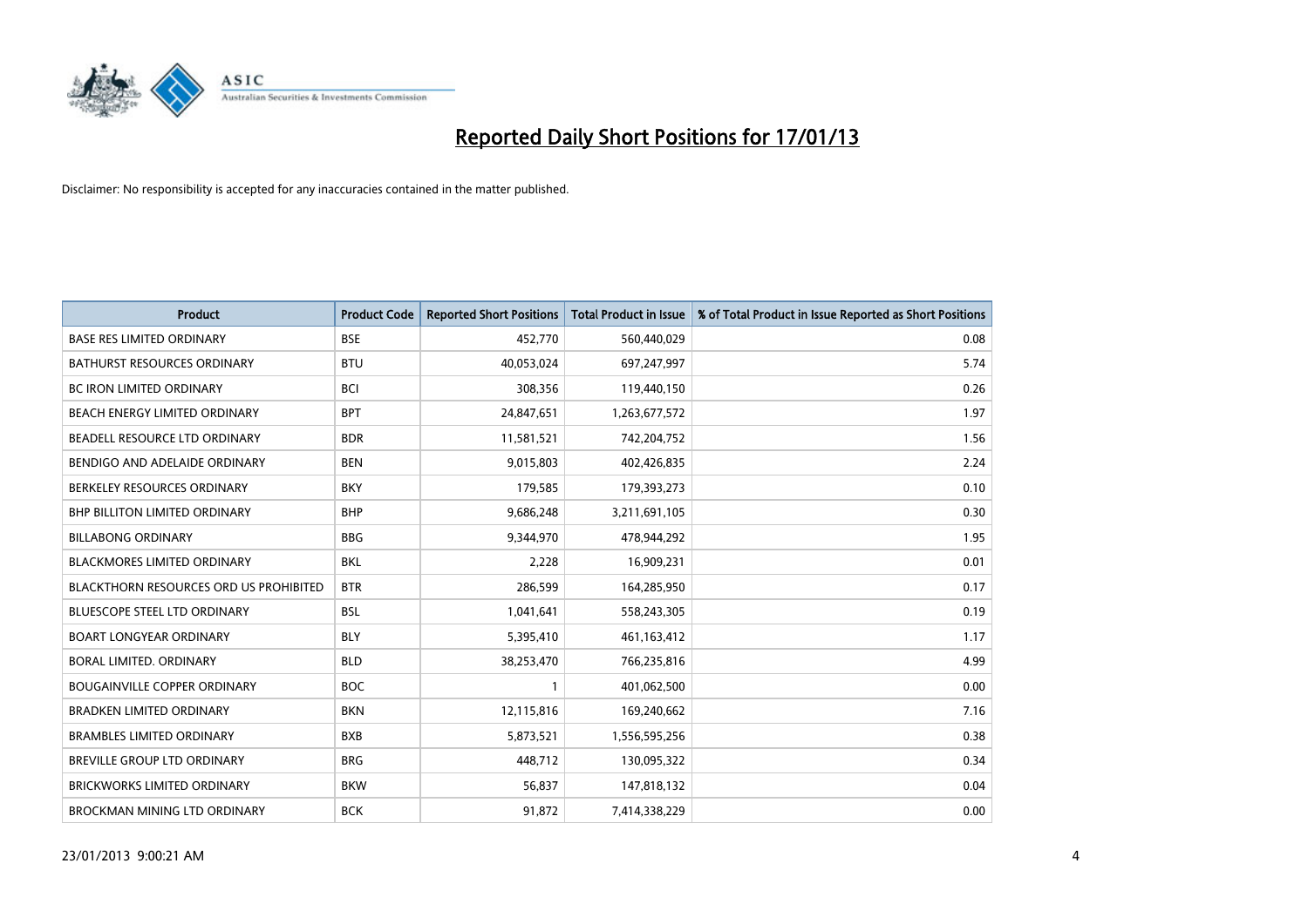# Reported Daily Short Positions for 17/01/13

Disclaimer: No responsibility is accepted for any inaccuracies contained in the matter published.

| Product | Product Code | Reported Short Positions | Total Product in Issue | % of Total Product in Issue Reported as Short Positions |
|---|---|---|---|---|
| BASE RES LIMITED ORDINARY | BSE | 452,770 | 560,440,029 | 0.08 |
| BATHURST RESOURCES ORDINARY | BTU | 40,053,024 | 697,247,997 | 5.74 |
| BC IRON LIMITED ORDINARY | BCI | 308,356 | 119,440,150 | 0.26 |
| BEACH ENERGY LIMITED ORDINARY | BPT | 24,847,651 | 1,263,677,572 | 1.97 |
| BEADELL RESOURCE LTD ORDINARY | BDR | 11,581,521 | 742,204,752 | 1.56 |
| BENDIGO AND ADELAIDE ORDINARY | BEN | 9,015,803 | 402,426,835 | 2.24 |
| BERKELEY RESOURCES ORDINARY | BKY | 179,585 | 179,393,273 | 0.10 |
| BHP BILLITON LIMITED ORDINARY | BHP | 9,686,248 | 3,211,691,105 | 0.30 |
| BILLABONG ORDINARY | BBG | 9,344,970 | 478,944,292 | 1.95 |
| BLACKMORES LIMITED ORDINARY | BKL | 2,228 | 16,909,231 | 0.01 |
| BLACKTHORN RESOURCES ORD US PROHIBITED | BTR | 286,599 | 164,285,950 | 0.17 |
| BLUESCOPE STEEL LTD ORDINARY | BSL | 1,041,641 | 558,243,305 | 0.19 |
| BOART LONGYEAR ORDINARY | BLY | 5,395,410 | 461,163,412 | 1.17 |
| BORAL LIMITED. ORDINARY | BLD | 38,253,470 | 766,235,816 | 4.99 |
| BOUGAINVILLE COPPER ORDINARY | BOC | 1 | 401,062,500 | 0.00 |
| BRADKEN LIMITED ORDINARY | BKN | 12,115,816 | 169,240,662 | 7.16 |
| BRAMBLES LIMITED ORDINARY | BXB | 5,873,521 | 1,556,595,256 | 0.38 |
| BREVILLE GROUP LTD ORDINARY | BRG | 448,712 | 130,095,322 | 0.34 |
| BRICKWORKS LIMITED ORDINARY | BKW | 56,837 | 147,818,132 | 0.04 |
| BROCKMAN MINING LTD ORDINARY | BCK | 91,872 | 7,414,338,229 | 0.00 |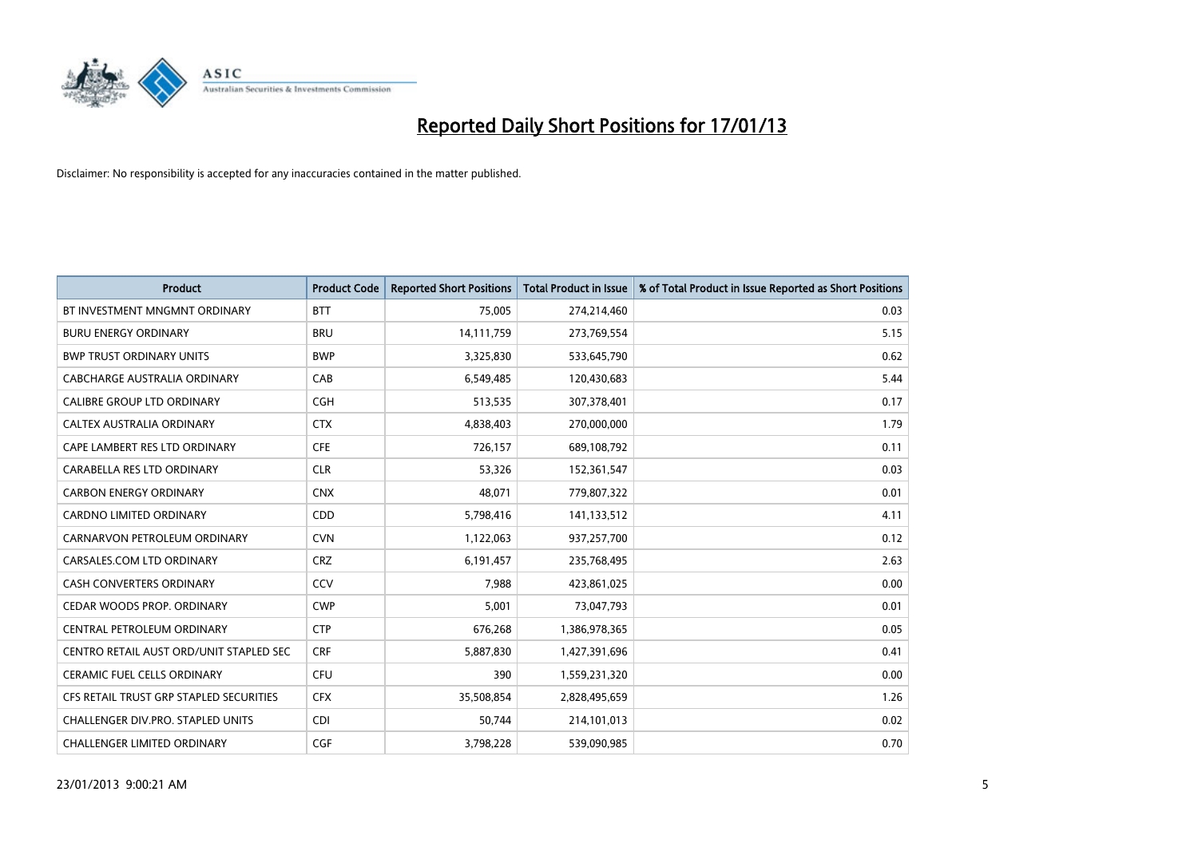# Reported Daily Short Positions for 17/01/13

Disclaimer: No responsibility is accepted for any inaccuracies contained in the matter published.

| Product | Product Code | Reported Short Positions | Total Product in Issue | % of Total Product in Issue Reported as Short Positions |
|---|---|---|---|---|
| BT INVESTMENT MNGMNT ORDINARY | BTT | 75,005 | 274,214,460 | 0.03 |
| BURU ENERGY ORDINARY | BRU | 14,111,759 | 273,769,554 | 5.15 |
| BWP TRUST ORDINARY UNITS | BWP | 3,325,830 | 533,645,790 | 0.62 |
| CABCHARGE AUSTRALIA ORDINARY | CAB | 6,549,485 | 120,430,683 | 5.44 |
| CALIBRE GROUP LTD ORDINARY | CGH | 513,535 | 307,378,401 | 0.17 |
| CALTEX AUSTRALIA ORDINARY | CTX | 4,838,403 | 270,000,000 | 1.79 |
| CAPE LAMBERT RES LTD ORDINARY | CFE | 726,157 | 689,108,792 | 0.11 |
| CARABELLA RES LTD ORDINARY | CLR | 53,326 | 152,361,547 | 0.03 |
| CARBON ENERGY ORDINARY | CNX | 48,071 | 779,807,322 | 0.01 |
| CARDNO LIMITED ORDINARY | CDD | 5,798,416 | 141,133,512 | 4.11 |
| CARNARVON PETROLEUM ORDINARY | CVN | 1,122,063 | 937,257,700 | 0.12 |
| CARSALES.COM LTD ORDINARY | CRZ | 6,191,457 | 235,768,495 | 2.63 |
| CASH CONVERTERS ORDINARY | CCV | 7,988 | 423,861,025 | 0.00 |
| CEDAR WOODS PROP. ORDINARY | CWP | 5,001 | 73,047,793 | 0.01 |
| CENTRAL PETROLEUM ORDINARY | CTP | 676,268 | 1,386,978,365 | 0.05 |
| CENTRO RETAIL AUST ORD/UNIT STAPLED SEC | CRF | 5,887,830 | 1,427,391,696 | 0.41 |
| CERAMIC FUEL CELLS ORDINARY | CFU | 390 | 1,559,231,320 | 0.00 |
| CFS RETAIL TRUST GRP STAPLED SECURITIES | CFX | 35,508,854 | 2,828,495,659 | 1.26 |
| CHALLENGER DIV.PRO. STAPLED UNITS | CDI | 50,744 | 214,101,013 | 0.02 |
| CHALLENGER LIMITED ORDINARY | CGF | 3,798,228 | 539,090,985 | 0.70 |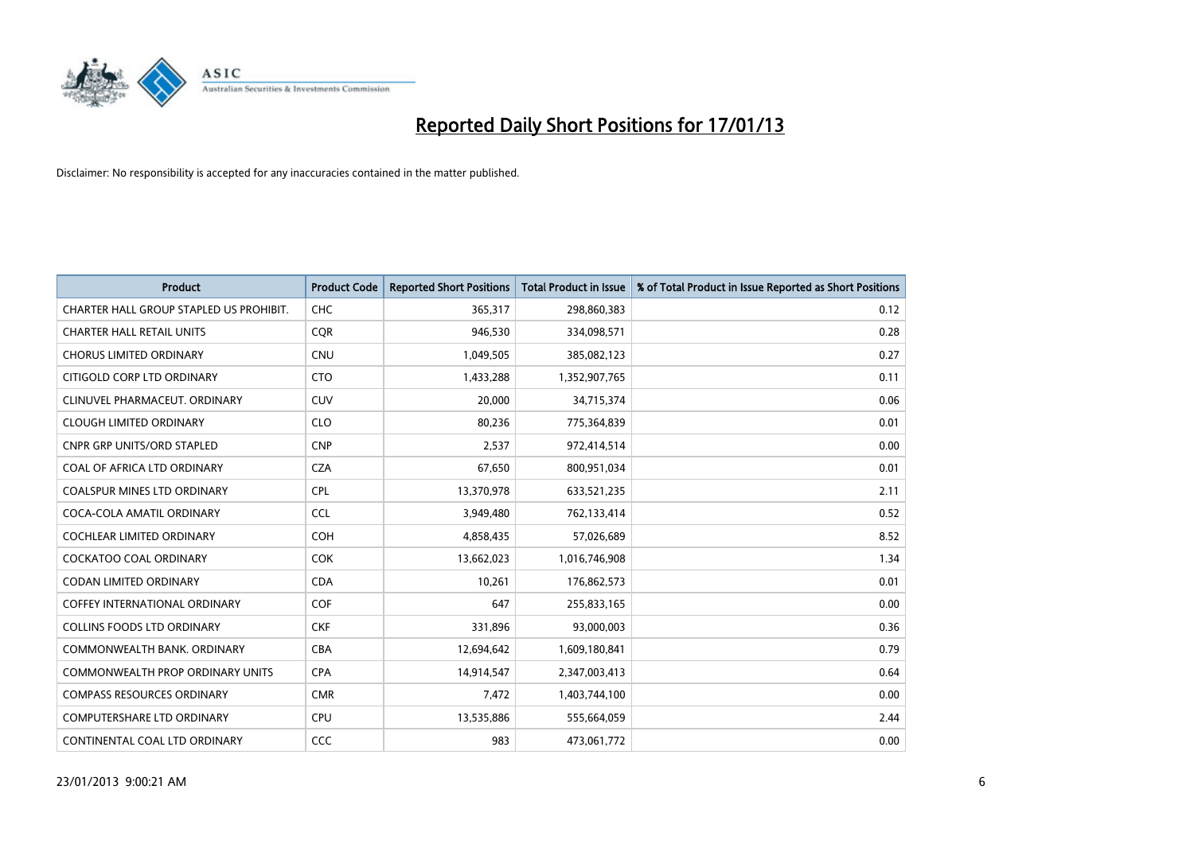# Reported Daily Short Positions for 17/01/13

Disclaimer: No responsibility is accepted for any inaccuracies contained in the matter published.

| Product | Product Code | Reported Short Positions | Total Product in Issue | % of Total Product in Issue Reported as Short Positions |
|---|---|---|---|---|
| CHARTER HALL GROUP STAPLED US PROHIBIT. | CHC | 365,317 | 298,860,383 | 0.12 |
| CHARTER HALL RETAIL UNITS | CQR | 946,530 | 334,098,571 | 0.28 |
| CHORUS LIMITED ORDINARY | CNU | 1,049,505 | 385,082,123 | 0.27 |
| CITIGOLD CORP LTD ORDINARY | CTO | 1,433,288 | 1,352,907,765 | 0.11 |
| CLINUVEL PHARMACEUT. ORDINARY | CUV | 20,000 | 34,715,374 | 0.06 |
| CLOUGH LIMITED ORDINARY | CLO | 80,236 | 775,364,839 | 0.01 |
| CNPR GRP UNITS/ORD STAPLED | CNP | 2,537 | 972,414,514 | 0.00 |
| COAL OF AFRICA LTD ORDINARY | CZA | 67,650 | 800,951,034 | 0.01 |
| COALSPUR MINES LTD ORDINARY | CPL | 13,370,978 | 633,521,235 | 2.11 |
| COCA-COLA AMATIL ORDINARY | CCL | 3,949,480 | 762,133,414 | 0.52 |
| COCHLEAR LIMITED ORDINARY | COH | 4,858,435 | 57,026,689 | 8.52 |
| COCKATOO COAL ORDINARY | COK | 13,662,023 | 1,016,746,908 | 1.34 |
| CODAN LIMITED ORDINARY | CDA | 10,261 | 176,862,573 | 0.01 |
| COFFEY INTERNATIONAL ORDINARY | COF | 647 | 255,833,165 | 0.00 |
| COLLINS FOODS LTD ORDINARY | CKF | 331,896 | 93,000,003 | 0.36 |
| COMMONWEALTH BANK. ORDINARY | CBA | 12,694,642 | 1,609,180,841 | 0.79 |
| COMMONWEALTH PROP ORDINARY UNITS | CPA | 14,914,547 | 2,347,003,413 | 0.64 |
| COMPASS RESOURCES ORDINARY | CMR | 7,472 | 1,403,744,100 | 0.00 |
| COMPUTERSHARE LTD ORDINARY | CPU | 13,535,886 | 555,664,059 | 2.44 |
| CONTINENTAL COAL LTD ORDINARY | CCC | 983 | 473,061,772 | 0.00 |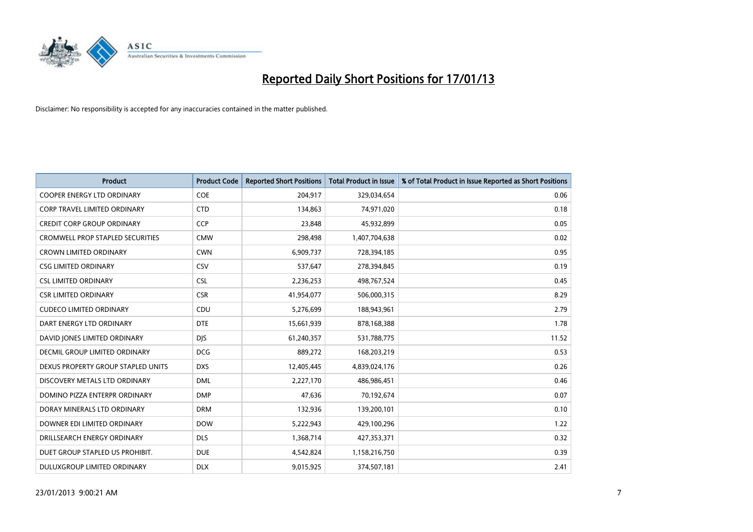# Reported Daily Short Positions for 17/01/13

Disclaimer: No responsibility is accepted for any inaccuracies contained in the matter published.

| Product | Product Code | Reported Short Positions | Total Product in Issue | % of Total Product in Issue Reported as Short Positions |
|---|---|---|---|---|
| COOPER ENERGY LTD ORDINARY | COE | 204,917 | 329,034,654 | 0.06 |
| CORP TRAVEL LIMITED ORDINARY | CTD | 134,863 | 74,971,020 | 0.18 |
| CREDIT CORP GROUP ORDINARY | CCP | 23,848 | 45,932,899 | 0.05 |
| CROMWELL PROP STAPLED SECURITIES | CMW | 298,498 | 1,407,704,638 | 0.02 |
| CROWN LIMITED ORDINARY | CWN | 6,909,737 | 728,394,185 | 0.95 |
| CSG LIMITED ORDINARY | CSV | 537,647 | 278,394,845 | 0.19 |
| CSL LIMITED ORDINARY | CSL | 2,236,253 | 498,767,524 | 0.45 |
| CSR LIMITED ORDINARY | CSR | 41,954,077 | 506,000,315 | 8.29 |
| CUDECO LIMITED ORDINARY | CDU | 5,276,699 | 188,943,961 | 2.79 |
| DART ENERGY LTD ORDINARY | DTE | 15,661,939 | 878,168,388 | 1.78 |
| DAVID JONES LIMITED ORDINARY | DJS | 61,240,357 | 531,788,775 | 11.52 |
| DECMIL GROUP LIMITED ORDINARY | DCG | 889,272 | 168,203,219 | 0.53 |
| DEXUS PROPERTY GROUP STAPLED UNITS | DXS | 12,405,445 | 4,839,024,176 | 0.26 |
| DISCOVERY METALS LTD ORDINARY | DML | 2,227,170 | 486,986,451 | 0.46 |
| DOMINO PIZZA ENTERPR ORDINARY | DMP | 47,636 | 70,192,674 | 0.07 |
| DORAY MINERALS LTD ORDINARY | DRM | 132,936 | 139,200,101 | 0.10 |
| DOWNER EDI LIMITED ORDINARY | DOW | 5,222,943 | 429,100,296 | 1.22 |
| DRILLSEARCH ENERGY ORDINARY | DLS | 1,368,714 | 427,353,371 | 0.32 |
| DUET GROUP STAPLED US PROHIBIT. | DUE | 4,542,824 | 1,158,216,750 | 0.39 |
| DULUXGROUP LIMITED ORDINARY | DLX | 9,015,925 | 374,507,181 | 2.41 |

23/01/2013 9:00:21 AM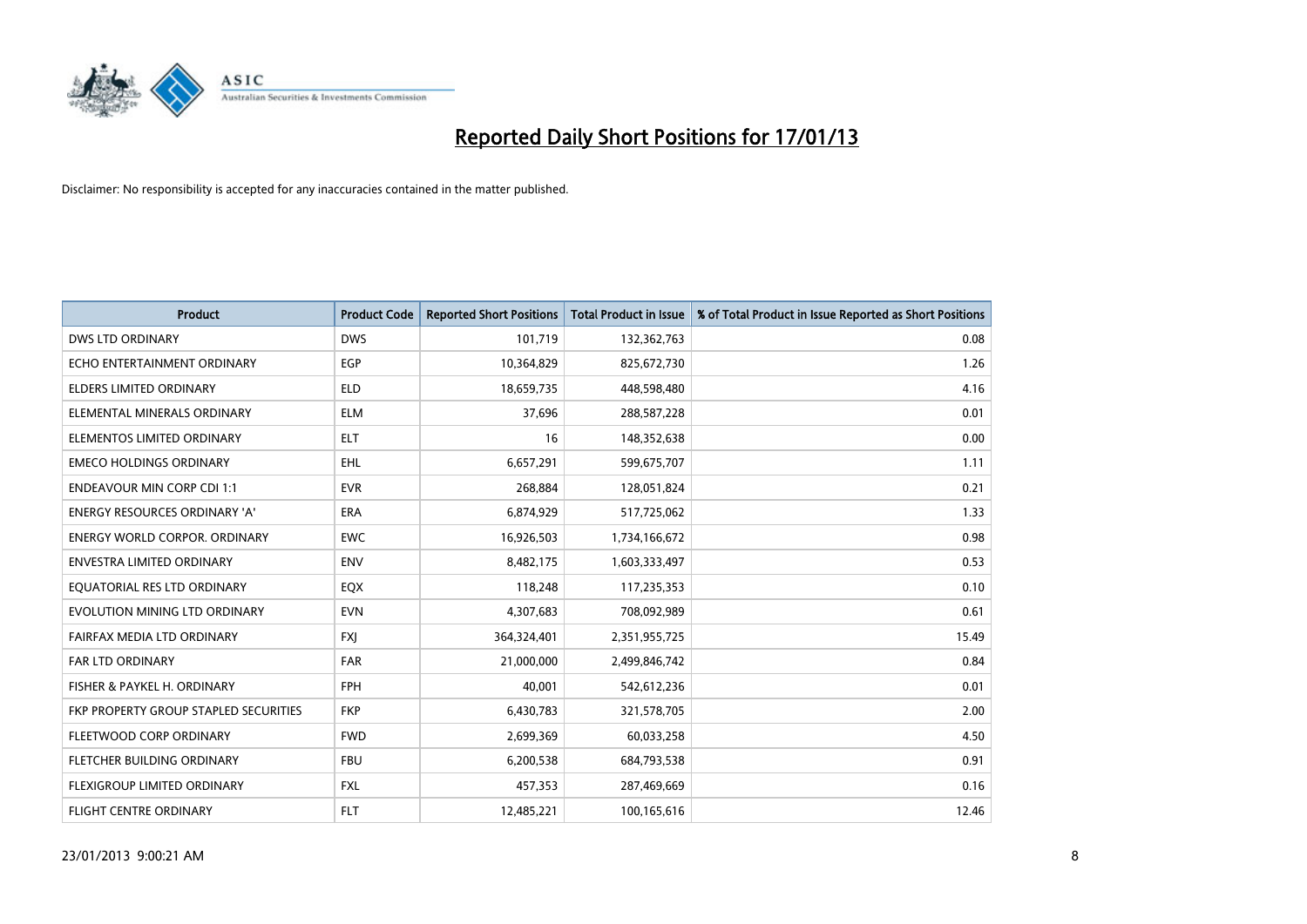# Reported Daily Short Positions for 17/01/13

Disclaimer: No responsibility is accepted for any inaccuracies contained in the matter published.

| Product | Product Code | Reported Short Positions | Total Product in Issue | % of Total Product in Issue Reported as Short Positions |
|---|---|---|---|---|
| DWS LTD ORDINARY | DWS | 101,719 | 132,362,763 | 0.08 |
| ECHO ENTERTAINMENT ORDINARY | EGP | 10,364,829 | 825,672,730 | 1.26 |
| ELDERS LIMITED ORDINARY | ELD | 18,659,735 | 448,598,480 | 4.16 |
| ELEMENTAL MINERALS ORDINARY | ELM | 37,696 | 288,587,228 | 0.01 |
| ELEMENTOS LIMITED ORDINARY | ELT | 16 | 148,352,638 | 0.00 |
| EMECO HOLDINGS ORDINARY | EHL | 6,657,291 | 599,675,707 | 1.11 |
| ENDEAVOUR MIN CORP CDI 1:1 | EVR | 268,884 | 128,051,824 | 0.21 |
| ENERGY RESOURCES ORDINARY 'A' | ERA | 6,874,929 | 517,725,062 | 1.33 |
| ENERGY WORLD CORPOR. ORDINARY | EWC | 16,926,503 | 1,734,166,672 | 0.98 |
| ENVESTRA LIMITED ORDINARY | ENV | 8,482,175 | 1,603,333,497 | 0.53 |
| EQUATORIAL RES LTD ORDINARY | EQX | 118,248 | 117,235,353 | 0.10 |
| EVOLUTION MINING LTD ORDINARY | EVN | 4,307,683 | 708,092,989 | 0.61 |
| FAIRFAX MEDIA LTD ORDINARY | FXJ | 364,324,401 | 2,351,955,725 | 15.49 |
| FAR LTD ORDINARY | FAR | 21,000,000 | 2,499,846,742 | 0.84 |
| FISHER & PAYKEL H. ORDINARY | FPH | 40,001 | 542,612,236 | 0.01 |
| FKP PROPERTY GROUP STAPLED SECURITIES | FKP | 6,430,783 | 321,578,705 | 2.00 |
| FLEETWOOD CORP ORDINARY | FWD | 2,699,369 | 60,033,258 | 4.50 |
| FLETCHER BUILDING ORDINARY | FBU | 6,200,538 | 684,793,538 | 0.91 |
| FLEXIGROUP LIMITED ORDINARY | FXL | 457,353 | 287,469,669 | 0.16 |
| FLIGHT CENTRE ORDINARY | FLT | 12,485,221 | 100,165,616 | 12.46 |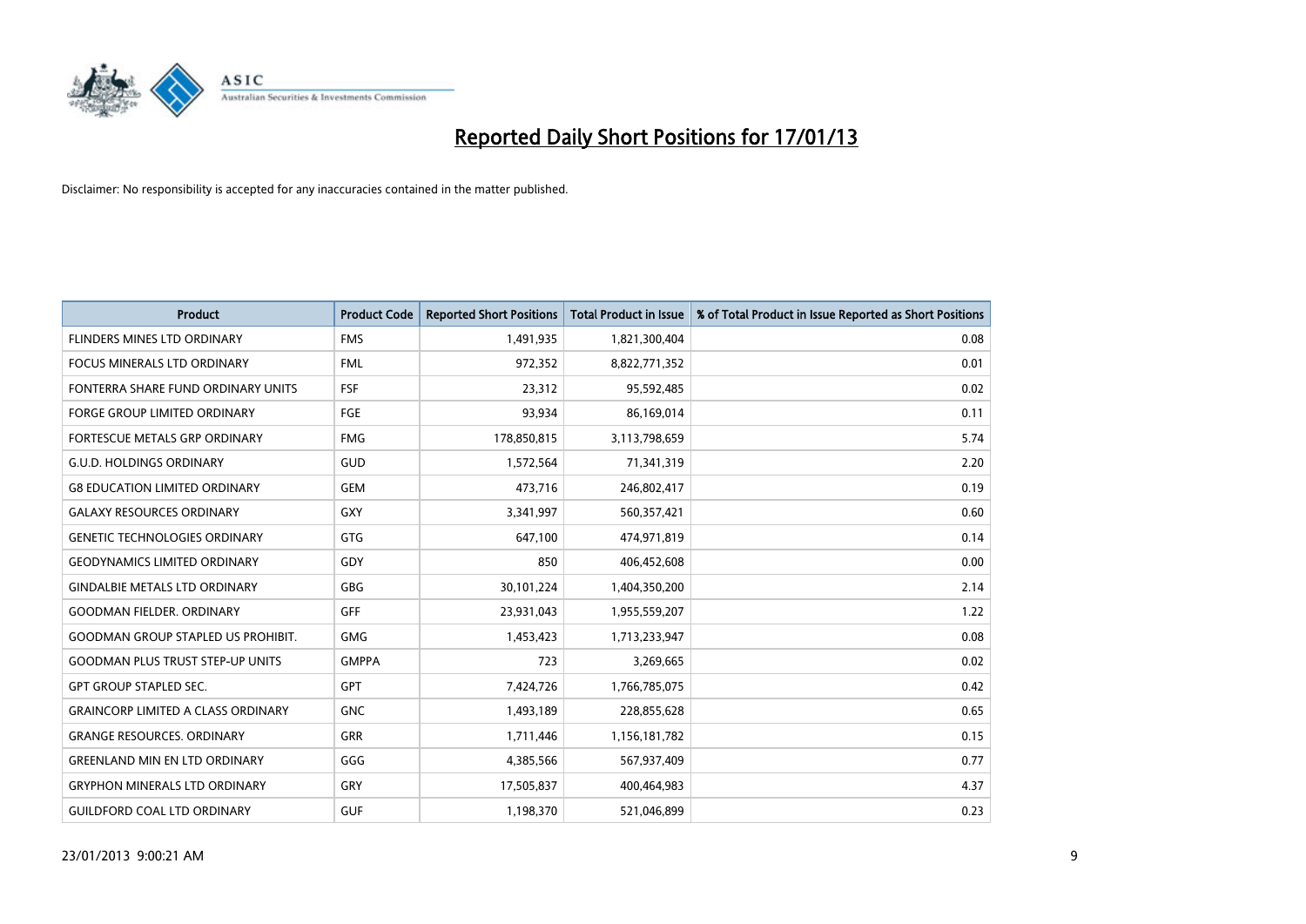# Reported Daily Short Positions for 17/01/13

Disclaimer: No responsibility is accepted for any inaccuracies contained in the matter published.

| Product | Product Code | Reported Short Positions | Total Product in Issue | % of Total Product in Issue Reported as Short Positions |
|---|---|---|---|---|
| FLINDERS MINES LTD ORDINARY | FMS | 1,491,935 | 1,821,300,404 | 0.08 |
| FOCUS MINERALS LTD ORDINARY | FML | 972,352 | 8,822,771,352 | 0.01 |
| FONTERRA SHARE FUND ORDINARY UNITS | FSF | 23,312 | 95,592,485 | 0.02 |
| FORGE GROUP LIMITED ORDINARY | FGE | 93,934 | 86,169,014 | 0.11 |
| FORTESCUE METALS GRP ORDINARY | FMG | 178,850,815 | 3,113,798,659 | 5.74 |
| G.U.D. HOLDINGS ORDINARY | GUD | 1,572,564 | 71,341,319 | 2.20 |
| G8 EDUCATION LIMITED ORDINARY | GEM | 473,716 | 246,802,417 | 0.19 |
| GALAXY RESOURCES ORDINARY | GXY | 3,341,997 | 560,357,421 | 0.60 |
| GENETIC TECHNOLOGIES ORDINARY | GTG | 647,100 | 474,971,819 | 0.14 |
| GEODYNAMICS LIMITED ORDINARY | GDY | 850 | 406,452,608 | 0.00 |
| GINDALBIE METALS LTD ORDINARY | GBG | 30,101,224 | 1,404,350,200 | 2.14 |
| GOODMAN FIELDER. ORDINARY | GFF | 23,931,043 | 1,955,559,207 | 1.22 |
| GOODMAN GROUP STAPLED US PROHIBIT. | GMG | 1,453,423 | 1,713,233,947 | 0.08 |
| GOODMAN PLUS TRUST STEP-UP UNITS | GMPPA | 723 | 3,269,665 | 0.02 |
| GPT GROUP STAPLED SEC. | GPT | 7,424,726 | 1,766,785,075 | 0.42 |
| GRAINCORP LIMITED A CLASS ORDINARY | GNC | 1,493,189 | 228,855,628 | 0.65 |
| GRANGE RESOURCES. ORDINARY | GRR | 1,711,446 | 1,156,181,782 | 0.15 |
| GREENLAND MIN EN LTD ORDINARY | GGG | 4,385,566 | 567,937,409 | 0.77 |
| GRYPHON MINERALS LTD ORDINARY | GRY | 17,505,837 | 400,464,983 | 4.37 |
| GUILDFORD COAL LTD ORDINARY | GUF | 1,198,370 | 521,046,899 | 0.23 |

23/01/2013 9:00:21 AM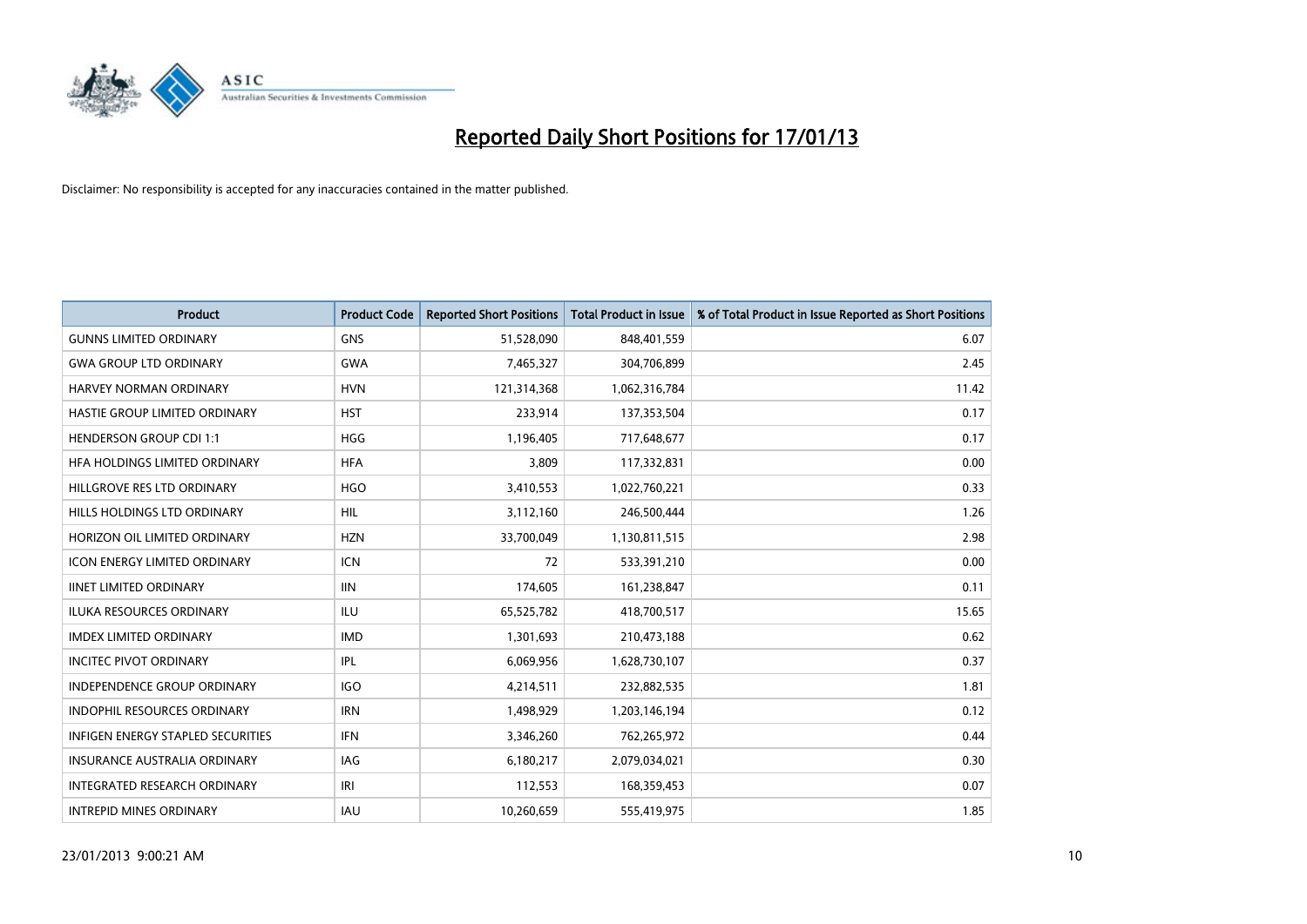# Reported Daily Short Positions for 17/01/13

Disclaimer: No responsibility is accepted for any inaccuracies contained in the matter published.

| Product | Product Code | Reported Short Positions | Total Product in Issue | % of Total Product in Issue Reported as Short Positions |
|---|---|---|---|---|
| GUNNS LIMITED ORDINARY | GNS | 51,528,090 | 848,401,559 | 6.07 |
| GWA GROUP LTD ORDINARY | GWA | 7,465,327 | 304,706,899 | 2.45 |
| HARVEY NORMAN ORDINARY | HVN | 121,314,368 | 1,062,316,784 | 11.42 |
| HASTIE GROUP LIMITED ORDINARY | HST | 233,914 | 137,353,504 | 0.17 |
| HENDERSON GROUP CDI 1:1 | HGG | 1,196,405 | 717,648,677 | 0.17 |
| HFA HOLDINGS LIMITED ORDINARY | HFA | 3,809 | 117,332,831 | 0.00 |
| HILLGROVE RES LTD ORDINARY | HGO | 3,410,553 | 1,022,760,221 | 0.33 |
| HILLS HOLDINGS LTD ORDINARY | HIL | 3,112,160 | 246,500,444 | 1.26 |
| HORIZON OIL LIMITED ORDINARY | HZN | 33,700,049 | 1,130,811,515 | 2.98 |
| ICON ENERGY LIMITED ORDINARY | ICN | 72 | 533,391,210 | 0.00 |
| IINET LIMITED ORDINARY | IIN | 174,605 | 161,238,847 | 0.11 |
| ILUKA RESOURCES ORDINARY | ILU | 65,525,782 | 418,700,517 | 15.65 |
| IMDEX LIMITED ORDINARY | IMD | 1,301,693 | 210,473,188 | 0.62 |
| INCITEC PIVOT ORDINARY | IPL | 6,069,956 | 1,628,730,107 | 0.37 |
| INDEPENDENCE GROUP ORDINARY | IGO | 4,214,511 | 232,882,535 | 1.81 |
| INDOPHIL RESOURCES ORDINARY | IRN | 1,498,929 | 1,203,146,194 | 0.12 |
| INFIGEN ENERGY STAPLED SECURITIES | IFN | 3,346,260 | 762,265,972 | 0.44 |
| INSURANCE AUSTRALIA ORDINARY | IAG | 6,180,217 | 2,079,034,021 | 0.30 |
| INTEGRATED RESEARCH ORDINARY | IRI | 112,553 | 168,359,453 | 0.07 |
| INTREPID MINES ORDINARY | IAU | 10,260,659 | 555,419,975 | 1.85 |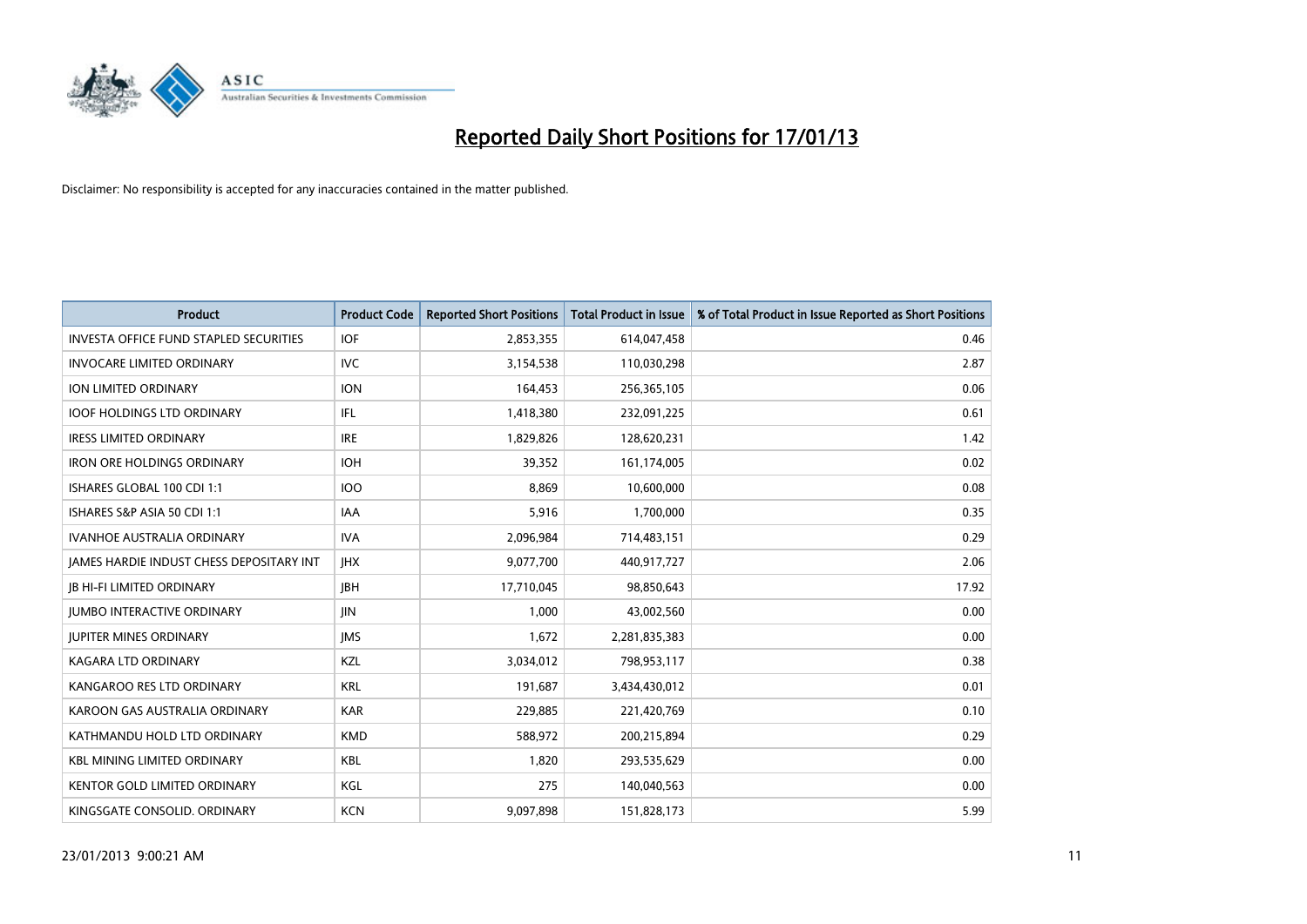# Reported Daily Short Positions for 17/01/13

Disclaimer: No responsibility is accepted for any inaccuracies contained in the matter published.

| Product | Product Code | Reported Short Positions | Total Product in Issue | % of Total Product in Issue Reported as Short Positions |
|---|---|---|---|---|
| INVESTA OFFICE FUND STAPLED SECURITIES | IOF | 2,853,355 | 614,047,458 | 0.46 |
| INVOCARE LIMITED ORDINARY | IVC | 3,154,538 | 110,030,298 | 2.87 |
| ION LIMITED ORDINARY | ION | 164,453 | 256,365,105 | 0.06 |
| IOOF HOLDINGS LTD ORDINARY | IFL | 1,418,380 | 232,091,225 | 0.61 |
| IRESS LIMITED ORDINARY | IRE | 1,829,826 | 128,620,231 | 1.42 |
| IRON ORE HOLDINGS ORDINARY | IOH | 39,352 | 161,174,005 | 0.02 |
| ISHARES GLOBAL 100 CDI 1:1 | IOO | 8,869 | 10,600,000 | 0.08 |
| ISHARES S&P ASIA 50 CDI 1:1 | IAA | 5,916 | 1,700,000 | 0.35 |
| IVANHOE AUSTRALIA ORDINARY | IVA | 2,096,984 | 714,483,151 | 0.29 |
| JAMES HARDIE INDUST CHESS DEPOSITARY INT | JHX | 9,077,700 | 440,917,727 | 2.06 |
| JB HI-FI LIMITED ORDINARY | JBH | 17,710,045 | 98,850,643 | 17.92 |
| JUMBO INTERACTIVE ORDINARY | JIN | 1,000 | 43,002,560 | 0.00 |
| JUPITER MINES ORDINARY | JMS | 1,672 | 2,281,835,383 | 0.00 |
| KAGARA LTD ORDINARY | KZL | 3,034,012 | 798,953,117 | 0.38 |
| KANGAROO RES LTD ORDINARY | KRL | 191,687 | 3,434,430,012 | 0.01 |
| KAROON GAS AUSTRALIA ORDINARY | KAR | 229,885 | 221,420,769 | 0.10 |
| KATHMANDU HOLD LTD ORDINARY | KMD | 588,972 | 200,215,894 | 0.29 |
| KBL MINING LIMITED ORDINARY | KBL | 1,820 | 293,535,629 | 0.00 |
| KENTOR GOLD LIMITED ORDINARY | KGL | 275 | 140,040,563 | 0.00 |
| KINGSGATE CONSOLID. ORDINARY | KCN | 9,097,898 | 151,828,173 | 5.99 |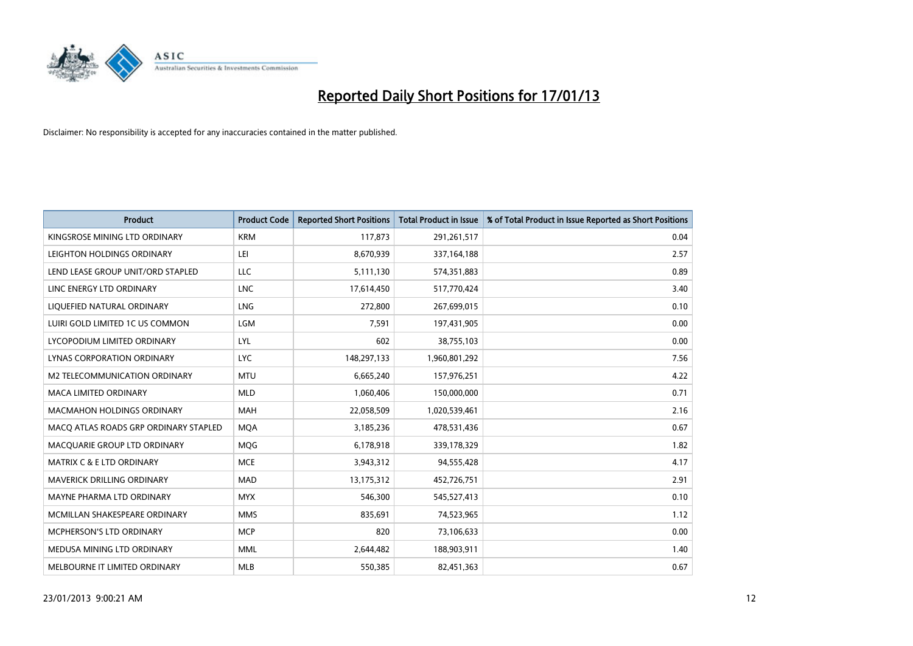# Reported Daily Short Positions for 17/01/13

Disclaimer: No responsibility is accepted for any inaccuracies contained in the matter published.

| Product | Product Code | Reported Short Positions | Total Product in Issue | % of Total Product in Issue Reported as Short Positions |
|---|---|---|---|---|
| KINGSROSE MINING LTD ORDINARY | KRM | 117,873 | 291,261,517 | 0.04 |
| LEIGHTON HOLDINGS ORDINARY | LEI | 8,670,939 | 337,164,188 | 2.57 |
| LEND LEASE GROUP UNIT/ORD STAPLED | LLC | 5,111,130 | 574,351,883 | 0.89 |
| LINC ENERGY LTD ORDINARY | LNC | 17,614,450 | 517,770,424 | 3.40 |
| LIQUEFIED NATURAL ORDINARY | LNG | 272,800 | 267,699,015 | 0.10 |
| LUIRI GOLD LIMITED 1C US COMMON | LGM | 7,591 | 197,431,905 | 0.00 |
| LYCOPODIUM LIMITED ORDINARY | LYL | 602 | 38,755,103 | 0.00 |
| LYNAS CORPORATION ORDINARY | LYC | 148,297,133 | 1,960,801,292 | 7.56 |
| M2 TELECOMMUNICATION ORDINARY | MTU | 6,665,240 | 157,976,251 | 4.22 |
| MACA LIMITED ORDINARY | MLD | 1,060,406 | 150,000,000 | 0.71 |
| MACMAHON HOLDINGS ORDINARY | MAH | 22,058,509 | 1,020,539,461 | 2.16 |
| MACQ ATLAS ROADS GRP ORDINARY STAPLED | MQA | 3,185,236 | 478,531,436 | 0.67 |
| MACQUARIE GROUP LTD ORDINARY | MQG | 6,178,918 | 339,178,329 | 1.82 |
| MATRIX C & E LTD ORDINARY | MCE | 3,943,312 | 94,555,428 | 4.17 |
| MAVERICK DRILLING ORDINARY | MAD | 13,175,312 | 452,726,751 | 2.91 |
| MAYNE PHARMA LTD ORDINARY | MYX | 546,300 | 545,527,413 | 0.10 |
| MCMILLAN SHAKESPEARE ORDINARY | MMS | 835,691 | 74,523,965 | 1.12 |
| MCPHERSON'S LTD ORDINARY | MCP | 820 | 73,106,633 | 0.00 |
| MEDUSA MINING LTD ORDINARY | MML | 2,644,482 | 188,903,911 | 1.40 |
| MELBOURNE IT LIMITED ORDINARY | MLB | 550,385 | 82,451,363 | 0.67 |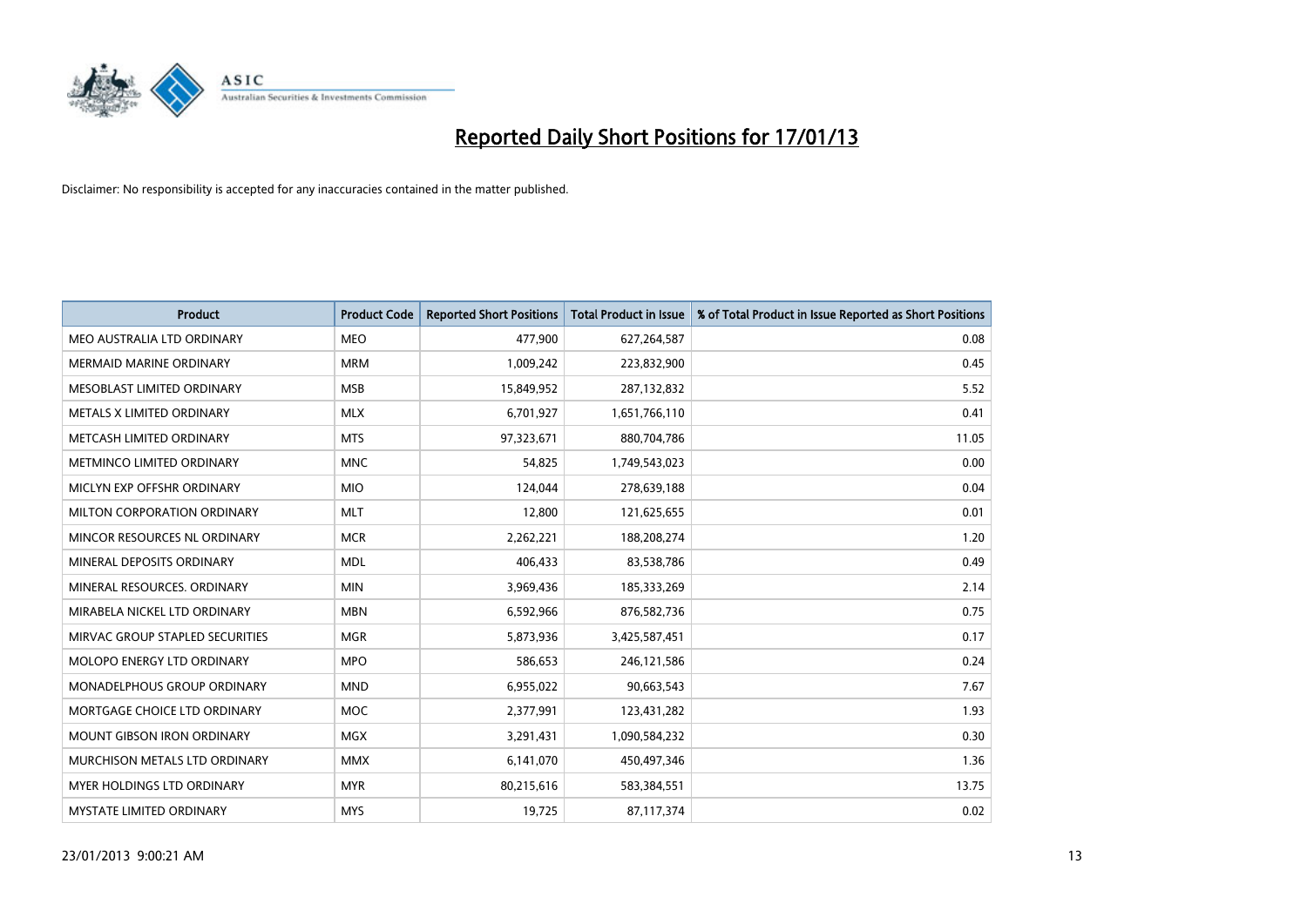# Reported Daily Short Positions for 17/01/13

Disclaimer: No responsibility is accepted for any inaccuracies contained in the matter published.

| Product | Product Code | Reported Short Positions | Total Product in Issue | % of Total Product in Issue Reported as Short Positions |
|---|---|---|---|---|
| MEO AUSTRALIA LTD ORDINARY | MEO | 477,900 | 627,264,587 | 0.08 |
| MERMAID MARINE ORDINARY | MRM | 1,009,242 | 223,832,900 | 0.45 |
| MESOBLAST LIMITED ORDINARY | MSB | 15,849,952 | 287,132,832 | 5.52 |
| METALS X LIMITED ORDINARY | MLX | 6,701,927 | 1,651,766,110 | 0.41 |
| METCASH LIMITED ORDINARY | MTS | 97,323,671 | 880,704,786 | 11.05 |
| METMINCO LIMITED ORDINARY | MNC | 54,825 | 1,749,543,023 | 0.00 |
| MICLYN EXP OFFSHR ORDINARY | MIO | 124,044 | 278,639,188 | 0.04 |
| MILTON CORPORATION ORDINARY | MLT | 12,800 | 121,625,655 | 0.01 |
| MINCOR RESOURCES NL ORDINARY | MCR | 2,262,221 | 188,208,274 | 1.20 |
| MINERAL DEPOSITS ORDINARY | MDL | 406,433 | 83,538,786 | 0.49 |
| MINERAL RESOURCES. ORDINARY | MIN | 3,969,436 | 185,333,269 | 2.14 |
| MIRABELA NICKEL LTD ORDINARY | MBN | 6,592,966 | 876,582,736 | 0.75 |
| MIRVAC GROUP STAPLED SECURITIES | MGR | 5,873,936 | 3,425,587,451 | 0.17 |
| MOLOPO ENERGY LTD ORDINARY | MPO | 586,653 | 246,121,586 | 0.24 |
| MONADELPHOUS GROUP ORDINARY | MND | 6,955,022 | 90,663,543 | 7.67 |
| MORTGAGE CHOICE LTD ORDINARY | MOC | 2,377,991 | 123,431,282 | 1.93 |
| MOUNT GIBSON IRON ORDINARY | MGX | 3,291,431 | 1,090,584,232 | 0.30 |
| MURCHISON METALS LTD ORDINARY | MMX | 6,141,070 | 450,497,346 | 1.36 |
| MYER HOLDINGS LTD ORDINARY | MYR | 80,215,616 | 583,384,551 | 13.75 |
| MYSTATE LIMITED ORDINARY | MYS | 19,725 | 87,117,374 | 0.02 |

23/01/2013 9:00:21 AM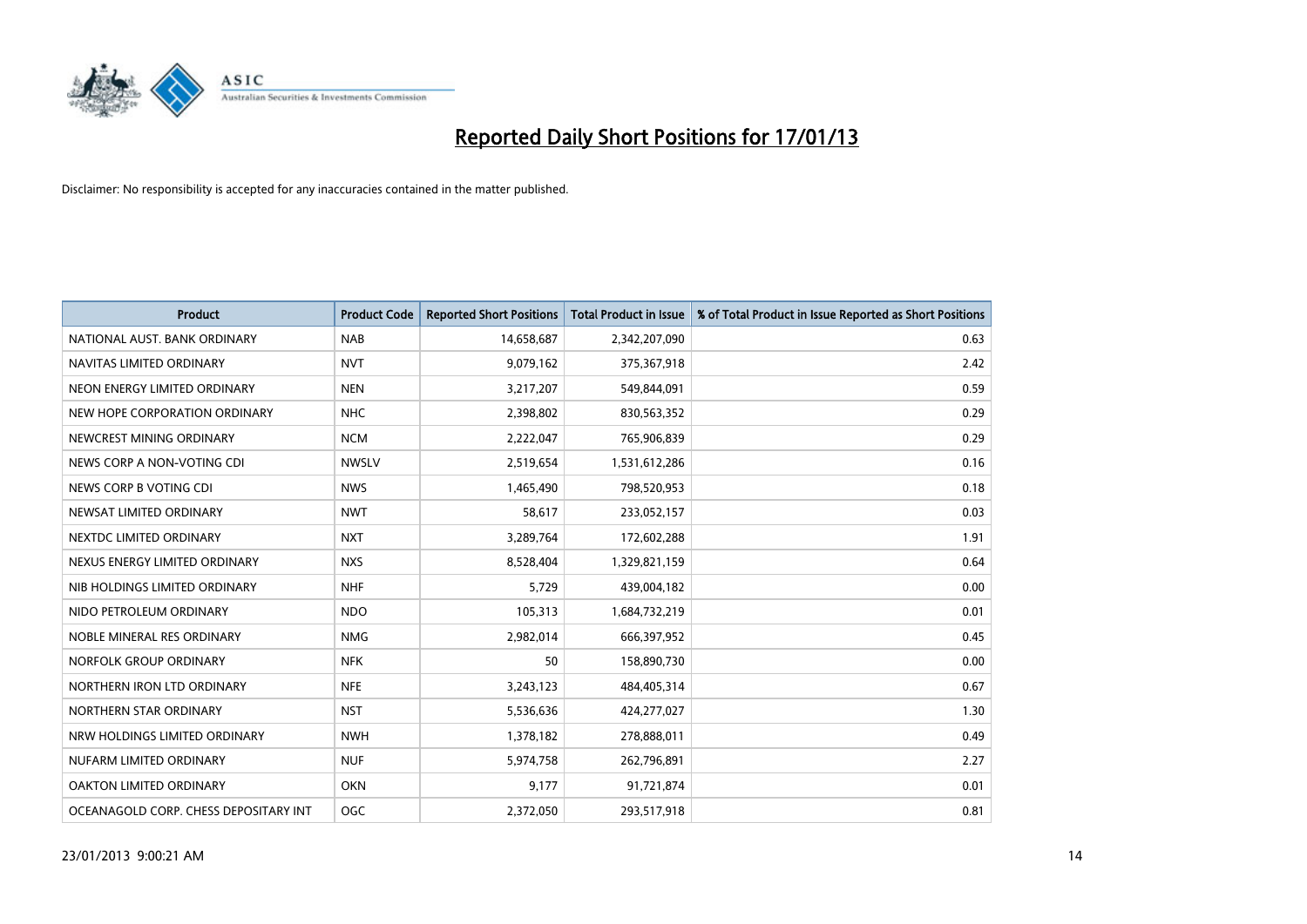# Reported Daily Short Positions for 17/01/13

Disclaimer: No responsibility is accepted for any inaccuracies contained in the matter published.

| Product | Product Code | Reported Short Positions | Total Product in Issue | % of Total Product in Issue Reported as Short Positions |
| --- | --- | --- | --- | --- |
| NATIONAL AUST. BANK ORDINARY | NAB | 14,658,687 | 2,342,207,090 | 0.63 |
| NAVITAS LIMITED ORDINARY | NVT | 9,079,162 | 375,367,918 | 2.42 |
| NEON ENERGY LIMITED ORDINARY | NEN | 3,217,207 | 549,844,091 | 0.59 |
| NEW HOPE CORPORATION ORDINARY | NHC | 2,398,802 | 830,563,352 | 0.29 |
| NEWCREST MINING ORDINARY | NCM | 2,222,047 | 765,906,839 | 0.29 |
| NEWS CORP A NON-VOTING CDI | NWSLV | 2,519,654 | 1,531,612,286 | 0.16 |
| NEWS CORP B VOTING CDI | NWS | 1,465,490 | 798,520,953 | 0.18 |
| NEWSAT LIMITED ORDINARY | NWT | 58,617 | 233,052,157 | 0.03 |
| NEXTDC LIMITED ORDINARY | NXT | 3,289,764 | 172,602,288 | 1.91 |
| NEXUS ENERGY LIMITED ORDINARY | NXS | 8,528,404 | 1,329,821,159 | 0.64 |
| NIB HOLDINGS LIMITED ORDINARY | NHF | 5,729 | 439,004,182 | 0.00 |
| NIDO PETROLEUM ORDINARY | NDO | 105,313 | 1,684,732,219 | 0.01 |
| NOBLE MINERAL RES ORDINARY | NMG | 2,982,014 | 666,397,952 | 0.45 |
| NORFOLK GROUP ORDINARY | NFK | 50 | 158,890,730 | 0.00 |
| NORTHERN IRON LTD ORDINARY | NFE | 3,243,123 | 484,405,314 | 0.67 |
| NORTHERN STAR ORDINARY | NST | 5,536,636 | 424,277,027 | 1.30 |
| NRW HOLDINGS LIMITED ORDINARY | NWH | 1,378,182 | 278,888,011 | 0.49 |
| NUFARM LIMITED ORDINARY | NUF | 5,974,758 | 262,796,891 | 2.27 |
| OAKTON LIMITED ORDINARY | OKN | 9,177 | 91,721,874 | 0.01 |
| OCEANAGOLD CORP. CHESS DEPOSITARY INT | OGC | 2,372,050 | 293,517,918 | 0.81 |

23/01/2013 9:00:21 AM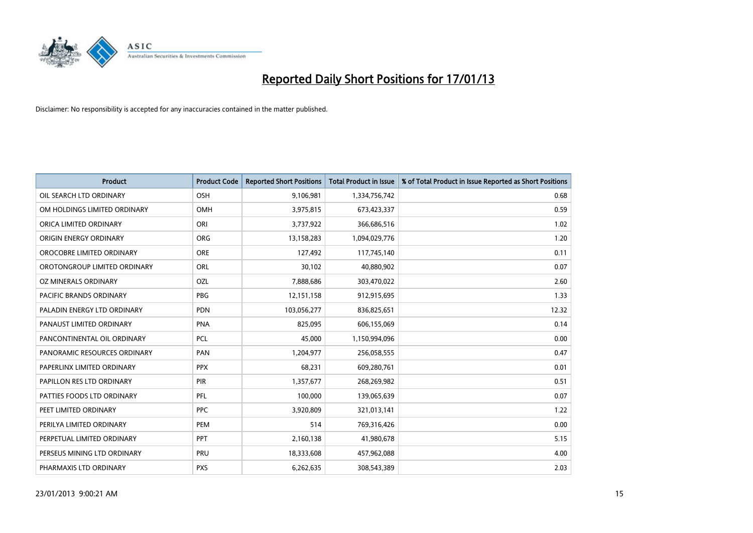# Reported Daily Short Positions for 17/01/13

Disclaimer: No responsibility is accepted for any inaccuracies contained in the matter published.

| Product | Product Code | Reported Short Positions | Total Product in Issue | % of Total Product in Issue Reported as Short Positions |
|---|---|---|---|---|
| OIL SEARCH LTD ORDINARY | OSH | 9,106,981 | 1,334,756,742 | 0.68 |
| OM HOLDINGS LIMITED ORDINARY | OMH | 3,975,815 | 673,423,337 | 0.59 |
| ORICA LIMITED ORDINARY | ORI | 3,737,922 | 366,686,516 | 1.02 |
| ORIGIN ENERGY ORDINARY | ORG | 13,158,283 | 1,094,029,776 | 1.20 |
| OROCOBRE LIMITED ORDINARY | ORE | 127,492 | 117,745,140 | 0.11 |
| OROTONGROUP LIMITED ORDINARY | ORL | 30,102 | 40,880,902 | 0.07 |
| OZ MINERALS ORDINARY | OZL | 7,888,686 | 303,470,022 | 2.60 |
| PACIFIC BRANDS ORDINARY | PBG | 12,151,158 | 912,915,695 | 1.33 |
| PALADIN ENERGY LTD ORDINARY | PDN | 103,056,277 | 836,825,651 | 12.32 |
| PANAUST LIMITED ORDINARY | PNA | 825,095 | 606,155,069 | 0.14 |
| PANCONTINENTAL OIL ORDINARY | PCL | 45,000 | 1,150,994,096 | 0.00 |
| PANORAMIC RESOURCES ORDINARY | PAN | 1,204,977 | 256,058,555 | 0.47 |
| PAPERLINX LIMITED ORDINARY | PPX | 68,231 | 609,280,761 | 0.01 |
| PAPILLON RES LTD ORDINARY | PIR | 1,357,677 | 268,269,982 | 0.51 |
| PATTIES FOODS LTD ORDINARY | PFL | 100,000 | 139,065,639 | 0.07 |
| PEET LIMITED ORDINARY | PPC | 3,920,809 | 321,013,141 | 1.22 |
| PERILYA LIMITED ORDINARY | PEM | 514 | 769,316,426 | 0.00 |
| PERPETUAL LIMITED ORDINARY | PPT | 2,160,138 | 41,980,678 | 5.15 |
| PERSEUS MINING LTD ORDINARY | PRU | 18,333,608 | 457,962,088 | 4.00 |
| PHARMAXIS LTD ORDINARY | PXS | 6,262,635 | 308,543,389 | 2.03 |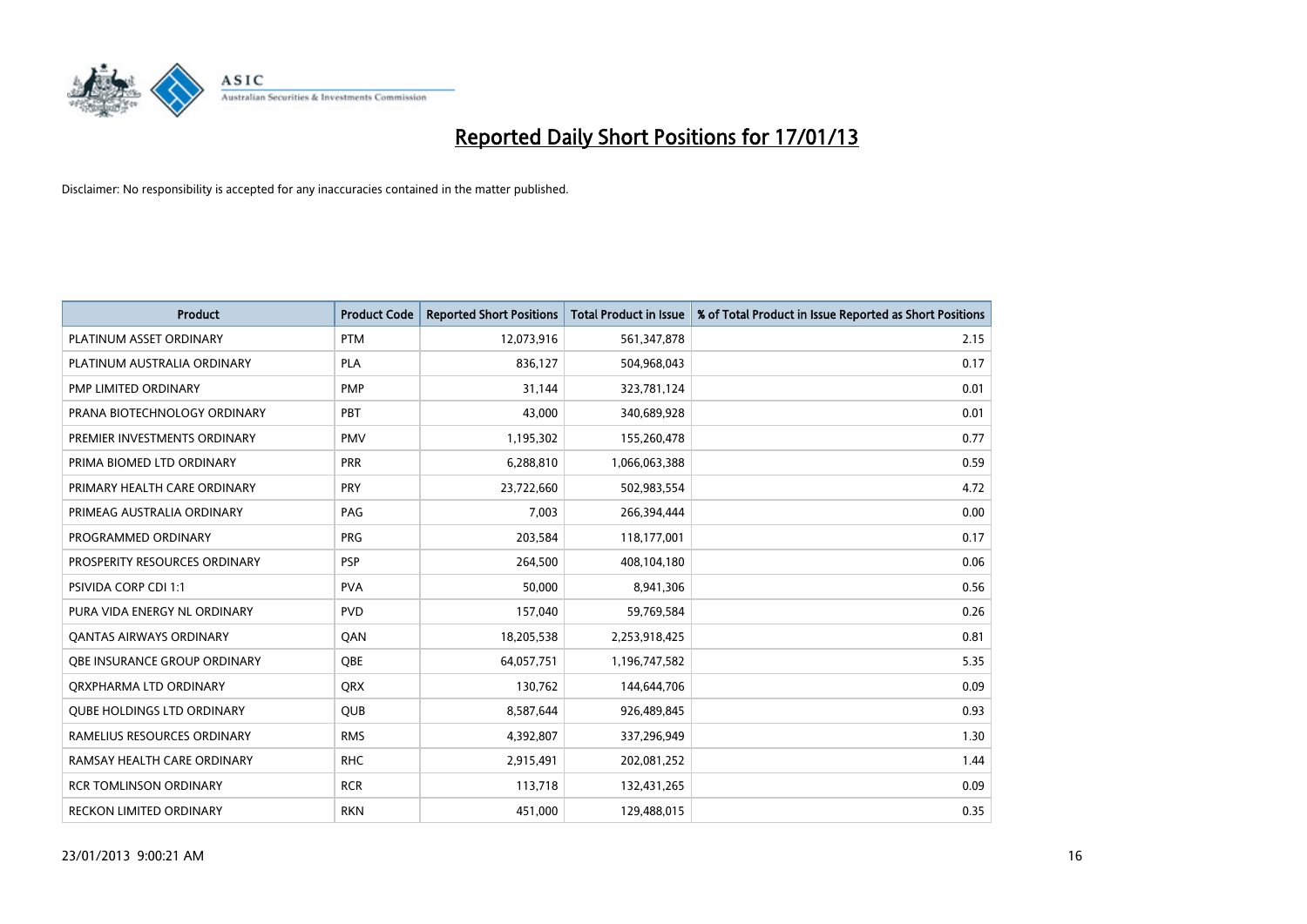# Reported Daily Short Positions for 17/01/13

Disclaimer: No responsibility is accepted for any inaccuracies contained in the matter published.

| Product | Product Code | Reported Short Positions | Total Product in Issue | % of Total Product in Issue Reported as Short Positions |
|---|---|---|---|---|
| PLATINUM ASSET ORDINARY | PTM | 12,073,916 | 561,347,878 | 2.15 |
| PLATINUM AUSTRALIA ORDINARY | PLA | 836,127 | 504,968,043 | 0.17 |
| PMP LIMITED ORDINARY | PMP | 31,144 | 323,781,124 | 0.01 |
| PRANA BIOTECHNOLOGY ORDINARY | PBT | 43,000 | 340,689,928 | 0.01 |
| PREMIER INVESTMENTS ORDINARY | PMV | 1,195,302 | 155,260,478 | 0.77 |
| PRIMA BIOMED LTD ORDINARY | PRR | 6,288,810 | 1,066,063,388 | 0.59 |
| PRIMARY HEALTH CARE ORDINARY | PRY | 23,722,660 | 502,983,554 | 4.72 |
| PRIMEAG AUSTRALIA ORDINARY | PAG | 7,003 | 266,394,444 | 0.00 |
| PROGRAMMED ORDINARY | PRG | 203,584 | 118,177,001 | 0.17 |
| PROSPERITY RESOURCES ORDINARY | PSP | 264,500 | 408,104,180 | 0.06 |
| PSIVIDA CORP CDI 1:1 | PVA | 50,000 | 8,941,306 | 0.56 |
| PURA VIDA ENERGY NL ORDINARY | PVD | 157,040 | 59,769,584 | 0.26 |
| QANTAS AIRWAYS ORDINARY | QAN | 18,205,538 | 2,253,918,425 | 0.81 |
| QBE INSURANCE GROUP ORDINARY | QBE | 64,057,751 | 1,196,747,582 | 5.35 |
| QRXPHARMA LTD ORDINARY | QRX | 130,762 | 144,644,706 | 0.09 |
| QUBE HOLDINGS LTD ORDINARY | QUB | 8,587,644 | 926,489,845 | 0.93 |
| RAMELIUS RESOURCES ORDINARY | RMS | 4,392,807 | 337,296,949 | 1.30 |
| RAMSAY HEALTH CARE ORDINARY | RHC | 2,915,491 | 202,081,252 | 1.44 |
| RCR TOMLINSON ORDINARY | RCR | 113,718 | 132,431,265 | 0.09 |
| RECKON LIMITED ORDINARY | RKN | 451,000 | 129,488,015 | 0.35 |

23/01/2013 9:00:21 AM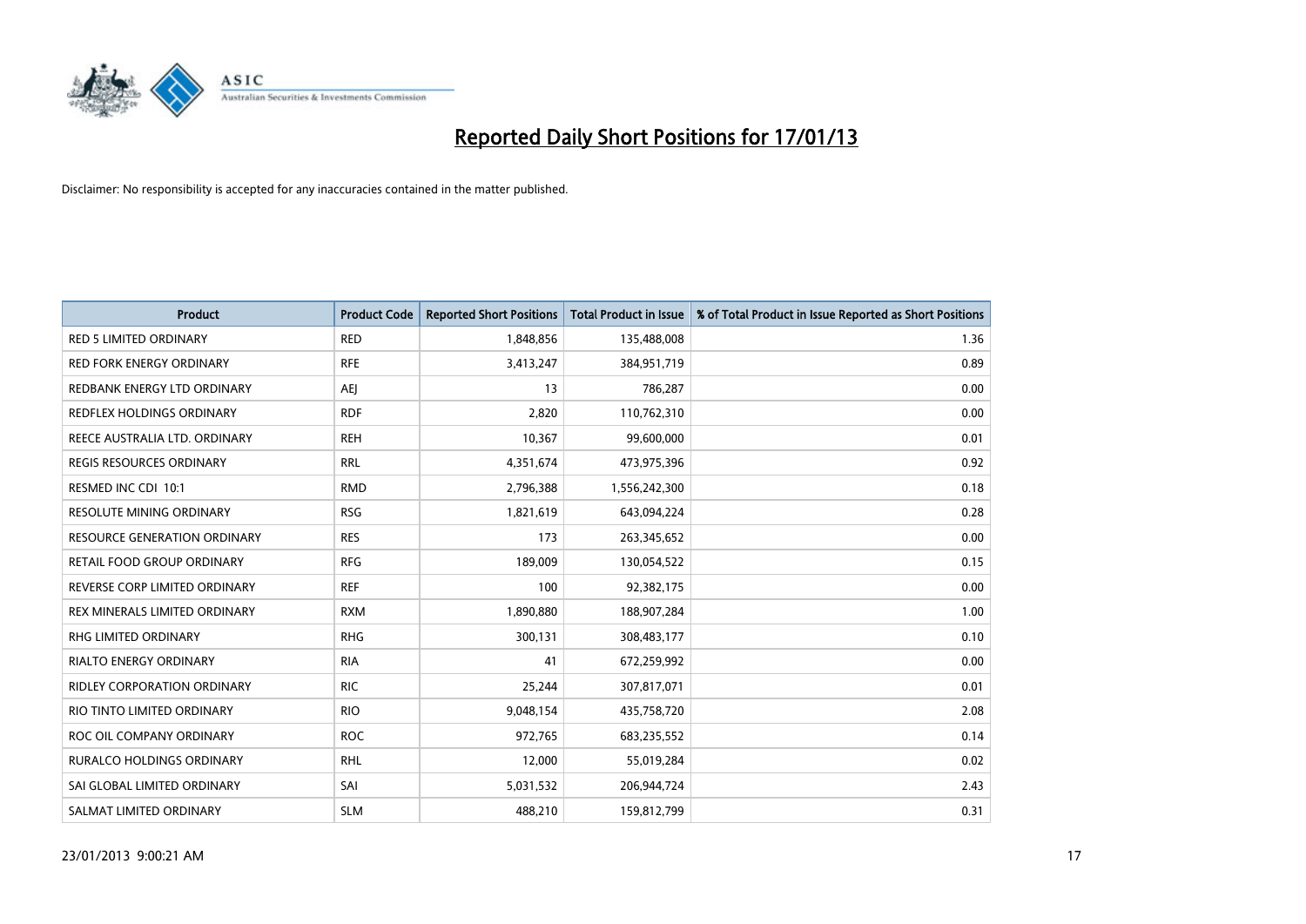# Reported Daily Short Positions for 17/01/13

Disclaimer: No responsibility is accepted for any inaccuracies contained in the matter published.

| Product | Product Code | Reported Short Positions | Total Product in Issue | % of Total Product in Issue Reported as Short Positions |
|---|---|---|---|---|
| RED 5 LIMITED ORDINARY | RED | 1,848,856 | 135,488,008 | 1.36 |
| RED FORK ENERGY ORDINARY | RFE | 3,413,247 | 384,951,719 | 0.89 |
| REDBANK ENERGY LTD ORDINARY | AEJ | 13 | 786,287 | 0.00 |
| REDFLEX HOLDINGS ORDINARY | RDF | 2,820 | 110,762,310 | 0.00 |
| REECE AUSTRALIA LTD. ORDINARY | REH | 10,367 | 99,600,000 | 0.01 |
| REGIS RESOURCES ORDINARY | RRL | 4,351,674 | 473,975,396 | 0.92 |
| RESMED INC CDI 10:1 | RMD | 2,796,388 | 1,556,242,300 | 0.18 |
| RESOLUTE MINING ORDINARY | RSG | 1,821,619 | 643,094,224 | 0.28 |
| RESOURCE GENERATION ORDINARY | RES | 173 | 263,345,652 | 0.00 |
| RETAIL FOOD GROUP ORDINARY | RFG | 189,009 | 130,054,522 | 0.15 |
| REVERSE CORP LIMITED ORDINARY | REF | 100 | 92,382,175 | 0.00 |
| REX MINERALS LIMITED ORDINARY | RXM | 1,890,880 | 188,907,284 | 1.00 |
| RHG LIMITED ORDINARY | RHG | 300,131 | 308,483,177 | 0.10 |
| RIALTO ENERGY ORDINARY | RIA | 41 | 672,259,992 | 0.00 |
| RIDLEY CORPORATION ORDINARY | RIC | 25,244 | 307,817,071 | 0.01 |
| RIO TINTO LIMITED ORDINARY | RIO | 9,048,154 | 435,758,720 | 2.08 |
| ROC OIL COMPANY ORDINARY | ROC | 972,765 | 683,235,552 | 0.14 |
| RURALCO HOLDINGS ORDINARY | RHL | 12,000 | 55,019,284 | 0.02 |
| SAI GLOBAL LIMITED ORDINARY | SAI | 5,031,532 | 206,944,724 | 2.43 |
| SALMAT LIMITED ORDINARY | SLM | 488,210 | 159,812,799 | 0.31 |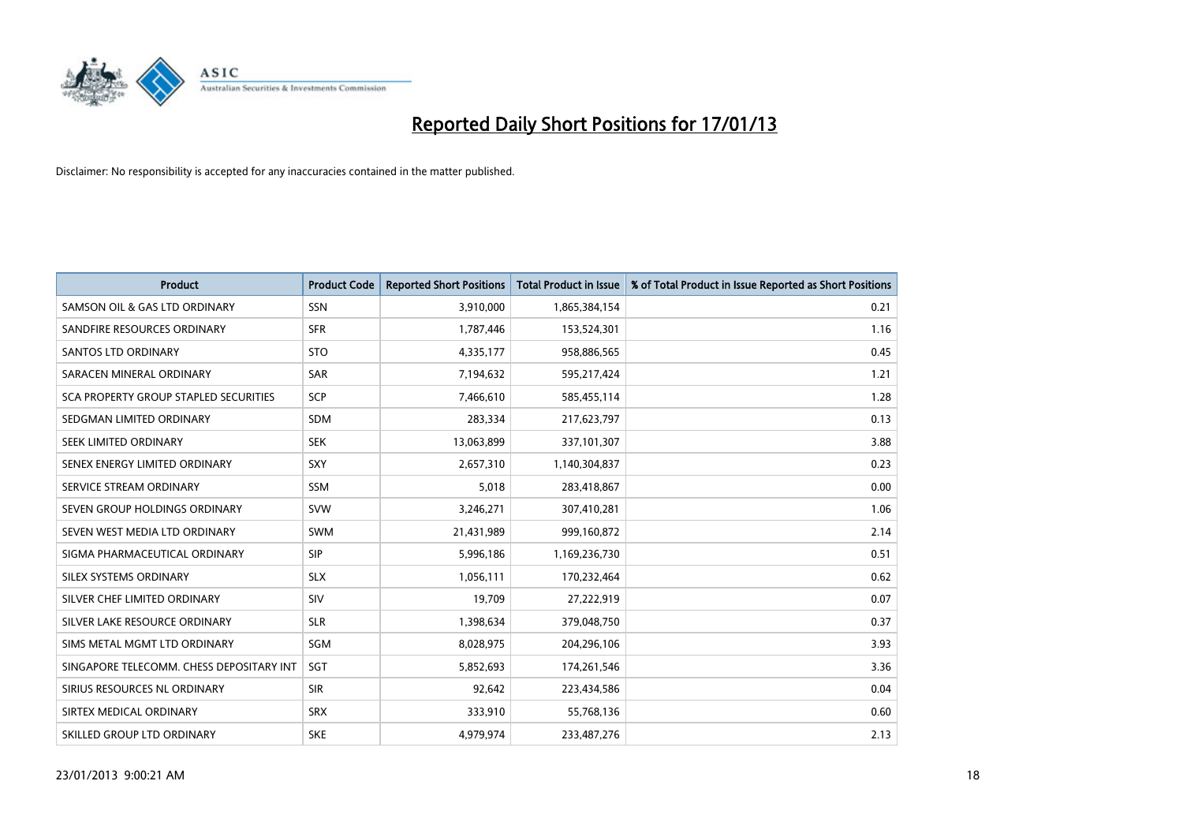# Reported Daily Short Positions for 17/01/13

Disclaimer: No responsibility is accepted for any inaccuracies contained in the matter published.

| Product | Product Code | Reported Short Positions | Total Product in Issue | % of Total Product in Issue Reported as Short Positions |
|---|---|---|---|---|
| SAMSON OIL & GAS LTD ORDINARY | SSN | 3,910,000 | 1,865,384,154 | 0.21 |
| SANDFIRE RESOURCES ORDINARY | SFR | 1,787,446 | 153,524,301 | 1.16 |
| SANTOS LTD ORDINARY | STO | 4,335,177 | 958,886,565 | 0.45 |
| SARACEN MINERAL ORDINARY | SAR | 7,194,632 | 595,217,424 | 1.21 |
| SCA PROPERTY GROUP STAPLED SECURITIES | SCP | 7,466,610 | 585,455,114 | 1.28 |
| SEDGMAN LIMITED ORDINARY | SDM | 283,334 | 217,623,797 | 0.13 |
| SEEK LIMITED ORDINARY | SEK | 13,063,899 | 337,101,307 | 3.88 |
| SENEX ENERGY LIMITED ORDINARY | SXY | 2,657,310 | 1,140,304,837 | 0.23 |
| SERVICE STREAM ORDINARY | SSM | 5,018 | 283,418,867 | 0.00 |
| SEVEN GROUP HOLDINGS ORDINARY | SVW | 3,246,271 | 307,410,281 | 1.06 |
| SEVEN WEST MEDIA LTD ORDINARY | SWM | 21,431,989 | 999,160,872 | 2.14 |
| SIGMA PHARMACEUTICAL ORDINARY | SIP | 5,996,186 | 1,169,236,730 | 0.51 |
| SILEX SYSTEMS ORDINARY | SLX | 1,056,111 | 170,232,464 | 0.62 |
| SILVER CHEF LIMITED ORDINARY | SIV | 19,709 | 27,222,919 | 0.07 |
| SILVER LAKE RESOURCE ORDINARY | SLR | 1,398,634 | 379,048,750 | 0.37 |
| SIMS METAL MGMT LTD ORDINARY | SGM | 8,028,975 | 204,296,106 | 3.93 |
| SINGAPORE TELECOMM. CHESS DEPOSITARY INT | SGT | 5,852,693 | 174,261,546 | 3.36 |
| SIRIUS RESOURCES NL ORDINARY | SIR | 92,642 | 223,434,586 | 0.04 |
| SIRTEX MEDICAL ORDINARY | SRX | 333,910 | 55,768,136 | 0.60 |
| SKILLED GROUP LTD ORDINARY | SKE | 4,979,974 | 233,487,276 | 2.13 |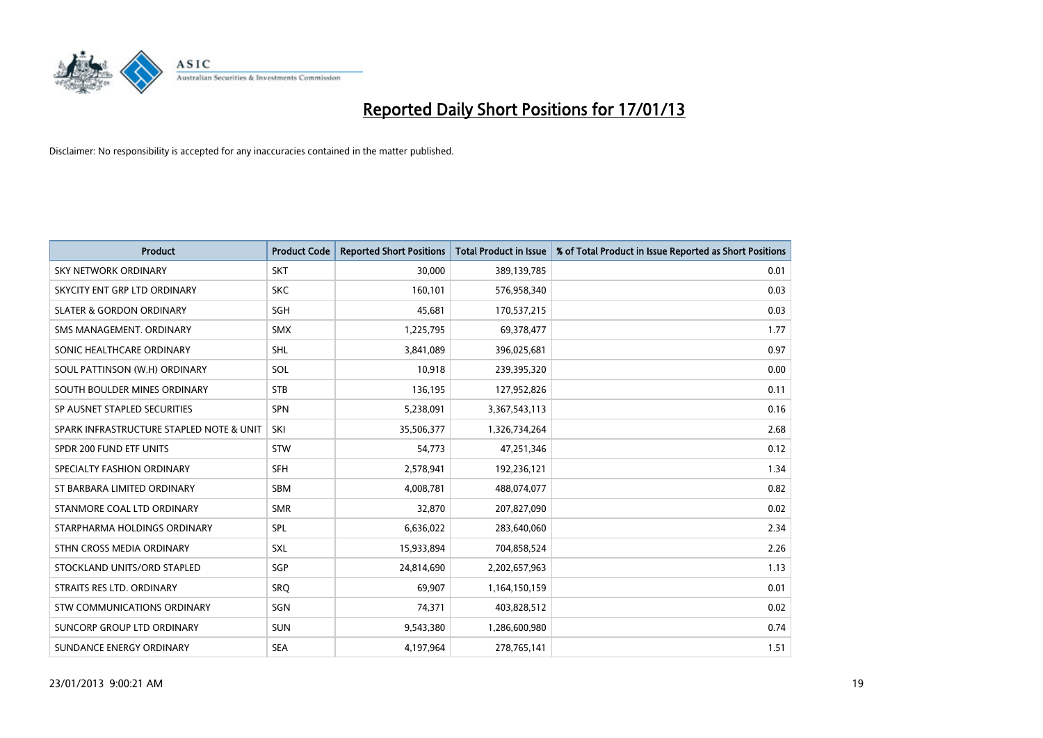# Reported Daily Short Positions for 17/01/13

Disclaimer: No responsibility is accepted for any inaccuracies contained in the matter published.

| Product | Product Code | Reported Short Positions | Total Product in Issue | % of Total Product in Issue Reported as Short Positions |
|---|---|---|---|---|
| SKY NETWORK ORDINARY | SKT | 30,000 | 389,139,785 | 0.01 |
| SKYCITY ENT GRP LTD ORDINARY | SKC | 160,101 | 576,958,340 | 0.03 |
| SLATER & GORDON ORDINARY | SGH | 45,681 | 170,537,215 | 0.03 |
| SMS MANAGEMENT. ORDINARY | SMX | 1,225,795 | 69,378,477 | 1.77 |
| SONIC HEALTHCARE ORDINARY | SHL | 3,841,089 | 396,025,681 | 0.97 |
| SOUL PATTINSON (W.H) ORDINARY | SOL | 10,918 | 239,395,320 | 0.00 |
| SOUTH BOULDER MINES ORDINARY | STB | 136,195 | 127,952,826 | 0.11 |
| SP AUSNET STAPLED SECURITIES | SPN | 5,238,091 | 3,367,543,113 | 0.16 |
| SPARK INFRASTRUCTURE STAPLED NOTE & UNIT | SKI | 35,506,377 | 1,326,734,264 | 2.68 |
| SPDR 200 FUND ETF UNITS | STW | 54,773 | 47,251,346 | 0.12 |
| SPECIALTY FASHION ORDINARY | SFH | 2,578,941 | 192,236,121 | 1.34 |
| ST BARBARA LIMITED ORDINARY | SBM | 4,008,781 | 488,074,077 | 0.82 |
| STANMORE COAL LTD ORDINARY | SMR | 32,870 | 207,827,090 | 0.02 |
| STARPHARMA HOLDINGS ORDINARY | SPL | 6,636,022 | 283,640,060 | 2.34 |
| STHN CROSS MEDIA ORDINARY | SXL | 15,933,894 | 704,858,524 | 2.26 |
| STOCKLAND UNITS/ORD STAPLED | SGP | 24,814,690 | 2,202,657,963 | 1.13 |
| STRAITS RES LTD. ORDINARY | SRQ | 69,907 | 1,164,150,159 | 0.01 |
| STW COMMUNICATIONS ORDINARY | SGN | 74,371 | 403,828,512 | 0.02 |
| SUNCORP GROUP LTD ORDINARY | SUN | 9,543,380 | 1,286,600,980 | 0.74 |
| SUNDANCE ENERGY ORDINARY | SEA | 4,197,964 | 278,765,141 | 1.51 |

23/01/2013 9:00:21 AM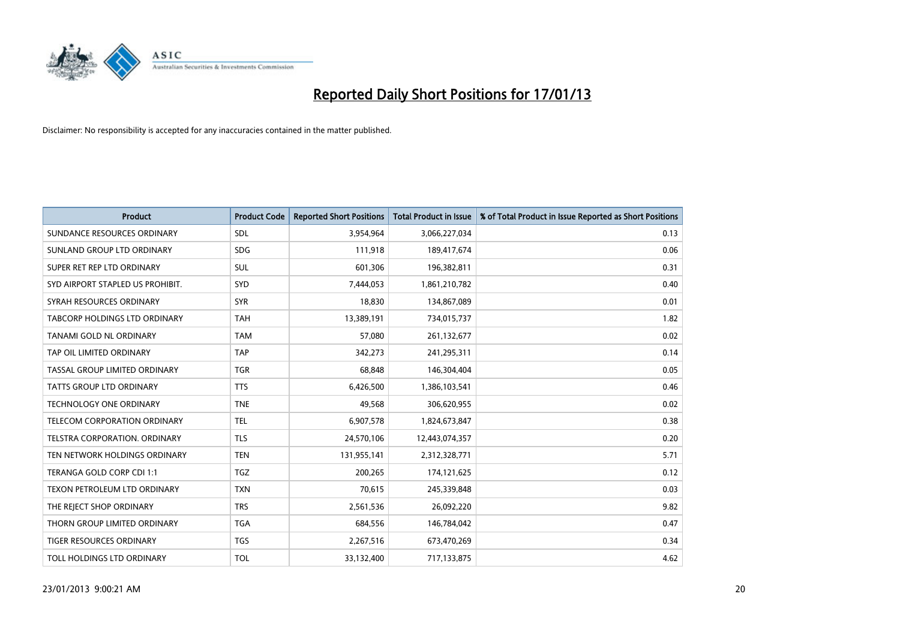# Reported Daily Short Positions for 17/01/13

Disclaimer: No responsibility is accepted for any inaccuracies contained in the matter published.

| Product | Product Code | Reported Short Positions | Total Product in Issue | % of Total Product in Issue Reported as Short Positions |
|---|---|---|---|---|
| SUNDANCE RESOURCES ORDINARY | SDL | 3,954,964 | 3,066,227,034 | 0.13 |
| SUNLAND GROUP LTD ORDINARY | SDG | 111,918 | 189,417,674 | 0.06 |
| SUPER RET REP LTD ORDINARY | SUL | 601,306 | 196,382,811 | 0.31 |
| SYD AIRPORT STAPLED US PROHIBIT. | SYD | 7,444,053 | 1,861,210,782 | 0.40 |
| SYRAH RESOURCES ORDINARY | SYR | 18,830 | 134,867,089 | 0.01 |
| TABCORP HOLDINGS LTD ORDINARY | TAH | 13,389,191 | 734,015,737 | 1.82 |
| TANAMI GOLD NL ORDINARY | TAM | 57,080 | 261,132,677 | 0.02 |
| TAP OIL LIMITED ORDINARY | TAP | 342,273 | 241,295,311 | 0.14 |
| TASSAL GROUP LIMITED ORDINARY | TGR | 68,848 | 146,304,404 | 0.05 |
| TATTS GROUP LTD ORDINARY | TTS | 6,426,500 | 1,386,103,541 | 0.46 |
| TECHNOLOGY ONE ORDINARY | TNE | 49,568 | 306,620,955 | 0.02 |
| TELECOM CORPORATION ORDINARY | TEL | 6,907,578 | 1,824,673,847 | 0.38 |
| TELSTRA CORPORATION. ORDINARY | TLS | 24,570,106 | 12,443,074,357 | 0.20 |
| TEN NETWORK HOLDINGS ORDINARY | TEN | 131,955,141 | 2,312,328,771 | 5.71 |
| TERANGA GOLD CORP CDI 1:1 | TGZ | 200,265 | 174,121,625 | 0.12 |
| TEXON PETROLEUM LTD ORDINARY | TXN | 70,615 | 245,339,848 | 0.03 |
| THE REJECT SHOP ORDINARY | TRS | 2,561,536 | 26,092,220 | 9.82 |
| THORN GROUP LIMITED ORDINARY | TGA | 684,556 | 146,784,042 | 0.47 |
| TIGER RESOURCES ORDINARY | TGS | 2,267,516 | 673,470,269 | 0.34 |
| TOLL HOLDINGS LTD ORDINARY | TOL | 33,132,400 | 717,133,875 | 4.62 |

23/01/2013 9:00:21 AM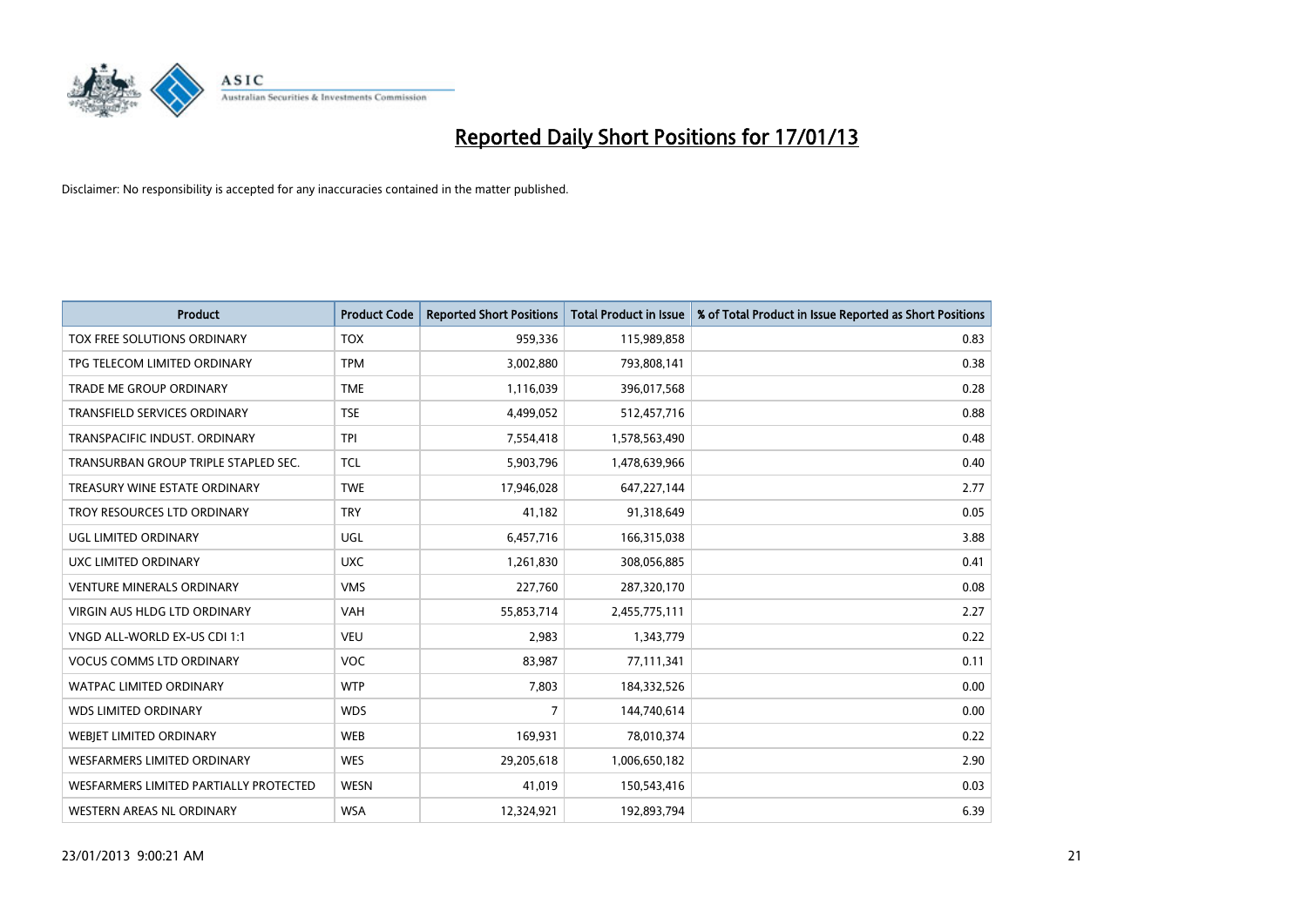# Reported Daily Short Positions for 17/01/13

Disclaimer: No responsibility is accepted for any inaccuracies contained in the matter published.

| Product | Product Code | Reported Short Positions | Total Product in Issue | % of Total Product in Issue Reported as Short Positions |
|---|---|---|---|---|
| TOX FREE SOLUTIONS ORDINARY | TOX | 959,336 | 115,989,858 | 0.83 |
| TPG TELECOM LIMITED ORDINARY | TPM | 3,002,880 | 793,808,141 | 0.38 |
| TRADE ME GROUP ORDINARY | TME | 1,116,039 | 396,017,568 | 0.28 |
| TRANSFIELD SERVICES ORDINARY | TSE | 4,499,052 | 512,457,716 | 0.88 |
| TRANSPACIFIC INDUST. ORDINARY | TPI | 7,554,418 | 1,578,563,490 | 0.48 |
| TRANSURBAN GROUP TRIPLE STAPLED SEC. | TCL | 5,903,796 | 1,478,639,966 | 0.40 |
| TREASURY WINE ESTATE ORDINARY | TWE | 17,946,028 | 647,227,144 | 2.77 |
| TROY RESOURCES LTD ORDINARY | TRY | 41,182 | 91,318,649 | 0.05 |
| UGL LIMITED ORDINARY | UGL | 6,457,716 | 166,315,038 | 3.88 |
| UXC LIMITED ORDINARY | UXC | 1,261,830 | 308,056,885 | 0.41 |
| VENTURE MINERALS ORDINARY | VMS | 227,760 | 287,320,170 | 0.08 |
| VIRGIN AUS HLDG LTD ORDINARY | VAH | 55,853,714 | 2,455,775,111 | 2.27 |
| VNGD ALL-WORLD EX-US CDI 1:1 | VEU | 2,983 | 1,343,779 | 0.22 |
| VOCUS COMMS LTD ORDINARY | VOC | 83,987 | 77,111,341 | 0.11 |
| WATPAC LIMITED ORDINARY | WTP | 7,803 | 184,332,526 | 0.00 |
| WDS LIMITED ORDINARY | WDS | 7 | 144,740,614 | 0.00 |
| WEBJET LIMITED ORDINARY | WEB | 169,931 | 78,010,374 | 0.22 |
| WESFARMERS LIMITED ORDINARY | WES | 29,205,618 | 1,006,650,182 | 2.90 |
| WESFARMERS LIMITED PARTIALLY PROTECTED | WESN | 41,019 | 150,543,416 | 0.03 |
| WESTERN AREAS NL ORDINARY | WSA | 12,324,921 | 192,893,794 | 6.39 |

23/01/2013 9:00:21 AM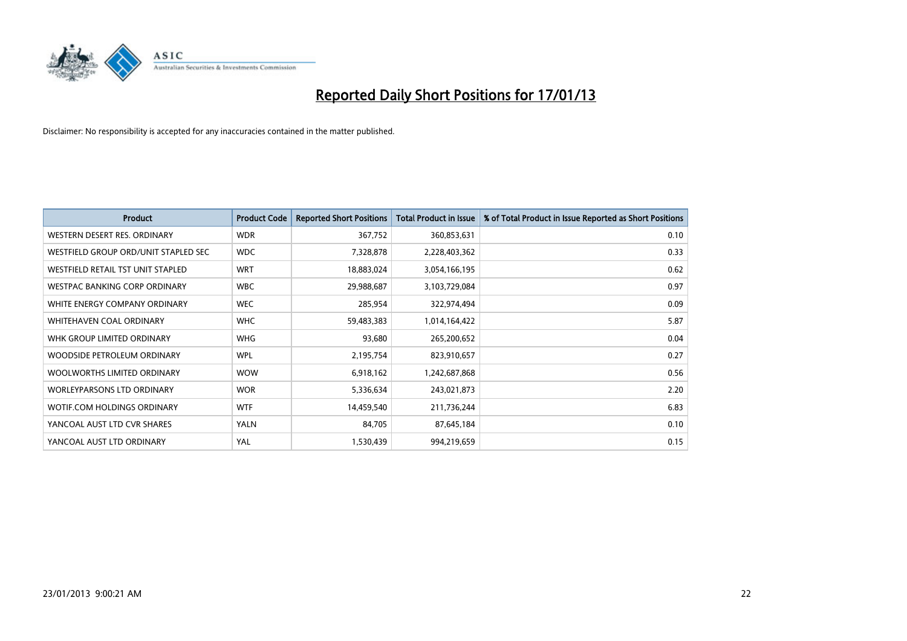# Reported Daily Short Positions for 17/01/13

Disclaimer: No responsibility is accepted for any inaccuracies contained in the matter published.

| Product | Product Code | Reported Short Positions | Total Product in Issue | % of Total Product in Issue Reported as Short Positions |
|---|---|---|---|---|
| WESTERN DESERT RES. ORDINARY | WDR | 367,752 | 360,853,631 | 0.10 |
| WESTFIELD GROUP ORD/UNIT STAPLED SEC | WDC | 7,328,878 | 2,228,403,362 | 0.33 |
| WESTFIELD RETAIL TST UNIT STAPLED | WRT | 18,883,024 | 3,054,166,195 | 0.62 |
| WESTPAC BANKING CORP ORDINARY | WBC | 29,988,687 | 3,103,729,084 | 0.97 |
| WHITE ENERGY COMPANY ORDINARY | WEC | 285,954 | 322,974,494 | 0.09 |
| WHITEHAVEN COAL ORDINARY | WHC | 59,483,383 | 1,014,164,422 | 5.87 |
| WHK GROUP LIMITED ORDINARY | WHG | 93,680 | 265,200,652 | 0.04 |
| WOODSIDE PETROLEUM ORDINARY | WPL | 2,195,754 | 823,910,657 | 0.27 |
| WOOLWORTHS LIMITED ORDINARY | WOW | 6,918,162 | 1,242,687,868 | 0.56 |
| WORLEYPARSONS LTD ORDINARY | WOR | 5,336,634 | 243,021,873 | 2.20 |
| WOTIF.COM HOLDINGS ORDINARY | WTF | 14,459,540 | 211,736,244 | 6.83 |
| YANCOAL AUST LTD CVR SHARES | YALN | 84,705 | 87,645,184 | 0.10 |
| YANCOAL AUST LTD ORDINARY | YAL | 1,530,439 | 994,219,659 | 0.15 |